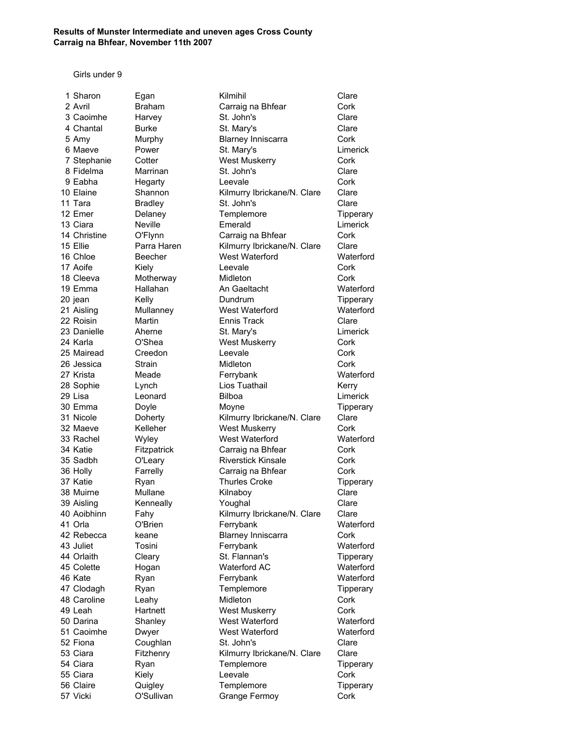**Results of Munster Intermediate and uneven ages Cross County**
**Carraig na Bhfear, November 11th 2007**

Girls under 9

| | | | | |
|---|---|---|---|---|
| 1 | Sharon | Egan | Kilmihil | Clare |
| 2 | Avril | Braham | Carraig na Bhfear | Cork |
| 3 | Caoimhe | Harvey | St. John's | Clare |
| 4 | Chantal | Burke | St. Mary's | Clare |
| 5 | Amy | Murphy | Blarney Inniscarra | Cork |
| 6 | Maeve | Power | St. Mary's | Limerick |
| 7 | Stephanie | Cotter | West Muskerry | Cork |
| 8 | Fidelma | Marrinan | St. John's | Clare |
| 9 | Eabha | Hegarty | Leevale | Cork |
| 10 | Elaine | Shannon | Kilmurry Ibrickane/N. Clare | Clare |
| 11 | Tara | Bradley | St. John's | Clare |
| 12 | Emer | Delaney | Templemore | Tipperary |
| 13 | Ciara | Neville | Emerald | Limerick |
| 14 | Christine | O'Flynn | Carraig na Bhfear | Cork |
| 15 | Ellie | Parra Haren | Kilmurry Ibrickane/N. Clare | Clare |
| 16 | Chloe | Beecher | West Waterford | Waterford |
| 17 | Aoife | Kiely | Leevale | Cork |
| 18 | Cleeva | Motherway | Midleton | Cork |
| 19 | Emma | Hallahan | An Gaeltacht | Waterford |
| 20 | jean | Kelly | Dundrum | Tipperary |
| 21 | Aisling | Mullanney | West Waterford | Waterford |
| 22 | Roisin | Martin | Ennis Track | Clare |
| 23 | Danielle | Aherne | St. Mary's | Limerick |
| 24 | Karla | O'Shea | West Muskerry | Cork |
| 25 | Mairead | Creedon | Leevale | Cork |
| 26 | Jessica | Strain | Midleton | Cork |
| 27 | Krista | Meade | Ferrybank | Waterford |
| 28 | Sophie | Lynch | Lios Tuathail | Kerry |
| 29 | Lisa | Leonard | Bilboa | Limerick |
| 30 | Emma | Doyle | Moyne | Tipperary |
| 31 | Nicole | Doherty | Kilmurry Ibrickane/N. Clare | Clare |
| 32 | Maeve | Kelleher | West Muskerry | Cork |
| 33 | Rachel | Wyley | West Waterford | Waterford |
| 34 | Katie | Fitzpatrick | Carraig na Bhfear | Cork |
| 35 | Sadbh | O'Leary | Riverstick Kinsale | Cork |
| 36 | Holly | Farrelly | Carraig na Bhfear | Cork |
| 37 | Katie | Ryan | Thurles Croke | Tipperary |
| 38 | Muirne | Mullane | Kilnaboy | Clare |
| 39 | Aisling | Kenneally | Youghal | Clare |
| 40 | Aoibhinn | Fahy | Kilmurry Ibrickane/N. Clare | Clare |
| 41 | Orla | O'Brien | Ferrybank | Waterford |
| 42 | Rebecca | keane | Blarney Inniscarra | Cork |
| 43 | Juliet | Tosini | Ferrybank | Waterford |
| 44 | Orlaith | Cleary | St. Flannan's | Tipperary |
| 45 | Colette | Hogan | Waterford AC | Waterford |
| 46 | Kate | Ryan | Ferrybank | Waterford |
| 47 | Clodagh | Ryan | Templemore | Tipperary |
| 48 | Caroline | Leahy | Midleton | Cork |
| 49 | Leah | Hartnett | West Muskerry | Cork |
| 50 | Darina | Shanley | West Waterford | Waterford |
| 51 | Caoimhe | Dwyer | West Waterford | Waterford |
| 52 | Fiona | Coughlan | St. John's | Clare |
| 53 | Ciara | Fitzhenry | Kilmurry Ibrickane/N. Clare | Clare |
| 54 | Ciara | Ryan | Templemore | Tipperary |
| 55 | Ciara | Kiely | Leevale | Cork |
| 56 | Claire | Quigley | Templemore | Tipperary |
| 57 | Vicki | O'Sullivan | Grange Fermoy | Cork |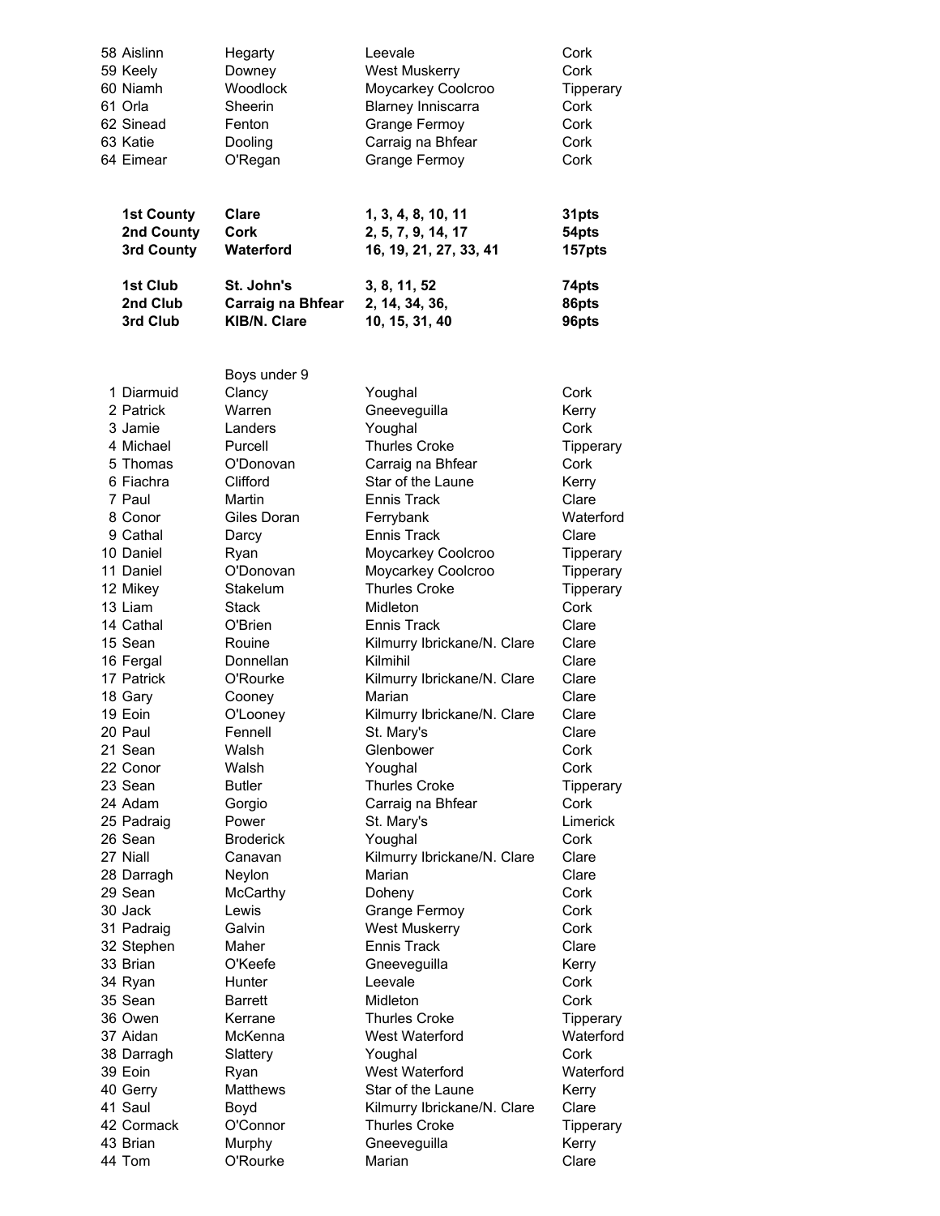| | | | |
|---|---|---|---|
| 58 Aislinn | Hegarty | Leevale | Cork |
| 59 Keely | Downey | West Muskerry | Cork |
| 60 Niamh | Woodlock | Moycarkey Coolcroo | Tipperary |
| 61 Orla | Sheerin | Blarney Inniscarra | Cork |
| 62 Sinead | Fenton | Grange Fermoy | Cork |
| 63 Katie | Dooling | Carraig na Bhfear | Cork |
| 64 Eimear | O'Regan | Grange Fermoy | Cork |

| | | | |
|---|---|---|---|
| **1st County** | **Clare** | **1, 3, 4, 8, 10, 11** | **31pts** |
| **2nd County** | **Cork** | **2, 5, 7, 9, 14, 17** | **54pts** |
| **3rd County** | **Waterford** | **16, 19, 21, 27, 33, 41** | **157pts** |
| **1st Club** | **St. John's** | **3, 8, 11, 52** | **74pts** |
| **2nd Club** | **Carraig na Bhfear** | **2, 14, 34, 36,** | **86pts** |
| **3rd Club** | **KIB/N. Clare** | **10, 15, 31, 40** | **96pts** |

Boys under 9

| | | | |
|---|---|---|---|
| 1 Diarmuid | Clancy | Youghal | Cork |
| 2 Patrick | Warren | Gneeveguilla | Kerry |
| 3 Jamie | Landers | Youghal | Cork |
| 4 Michael | Purcell | Thurles Croke | Tipperary |
| 5 Thomas | O'Donovan | Carraig na Bhfear | Cork |
| 6 Fiachra | Clifford | Star of the Laune | Kerry |
| 7 Paul | Martin | Ennis Track | Clare |
| 8 Conor | Giles Doran | Ferrybank | Waterford |
| 9 Cathal | Darcy | Ennis Track | Clare |
| 10 Daniel | Ryan | Moycarkey Coolcroo | Tipperary |
| 11 Daniel | O'Donovan | Moycarkey Coolcroo | Tipperary |
| 12 Mikey | Stakelum | Thurles Croke | Tipperary |
| 13 Liam | Stack | Midleton | Cork |
| 14 Cathal | O'Brien | Ennis Track | Clare |
| 15 Sean | Rouine | Kilmurry Ibrickane/N. Clare | Clare |
| 16 Fergal | Donnellan | Kilmihil | Clare |
| 17 Patrick | O'Rourke | Kilmurry Ibrickane/N. Clare | Clare |
| 18 Gary | Cooney | Marian | Clare |
| 19 Eoin | O'Looney | Kilmurry Ibrickane/N. Clare | Clare |
| 20 Paul | Fennell | St. Mary's | Clare |
| 21 Sean | Walsh | Glenbower | Cork |
| 22 Conor | Walsh | Youghal | Cork |
| 23 Sean | Butler | Thurles Croke | Tipperary |
| 24 Adam | Gorgio | Carraig na Bhfear | Cork |
| 25 Padraig | Power | St. Mary's | Limerick |
| 26 Sean | Broderick | Youghal | Cork |
| 27 Niall | Canavan | Kilmurry Ibrickane/N. Clare | Clare |
| 28 Darragh | Neylon | Marian | Clare |
| 29 Sean | McCarthy | Doheny | Cork |
| 30 Jack | Lewis | Grange Fermoy | Cork |
| 31 Padraig | Galvin | West Muskerry | Cork |
| 32 Stephen | Maher | Ennis Track | Clare |
| 33 Brian | O'Keefe | Gneeveguilla | Kerry |
| 34 Ryan | Hunter | Leevale | Cork |
| 35 Sean | Barrett | Midleton | Cork |
| 36 Owen | Kerrane | Thurles Croke | Tipperary |
| 37 Aidan | McKenna | West Waterford | Waterford |
| 38 Darragh | Slattery | Youghal | Cork |
| 39 Eoin | Ryan | West Waterford | Waterford |
| 40 Gerry | Matthews | Star of the Laune | Kerry |
| 41 Saul | Boyd | Kilmurry Ibrickane/N. Clare | Clare |
| 42 Cormack | O'Connor | Thurles Croke | Tipperary |
| 43 Brian | Murphy | Gneeveguilla | Kerry |
| 44 Tom | O'Rourke | Marian | Clare |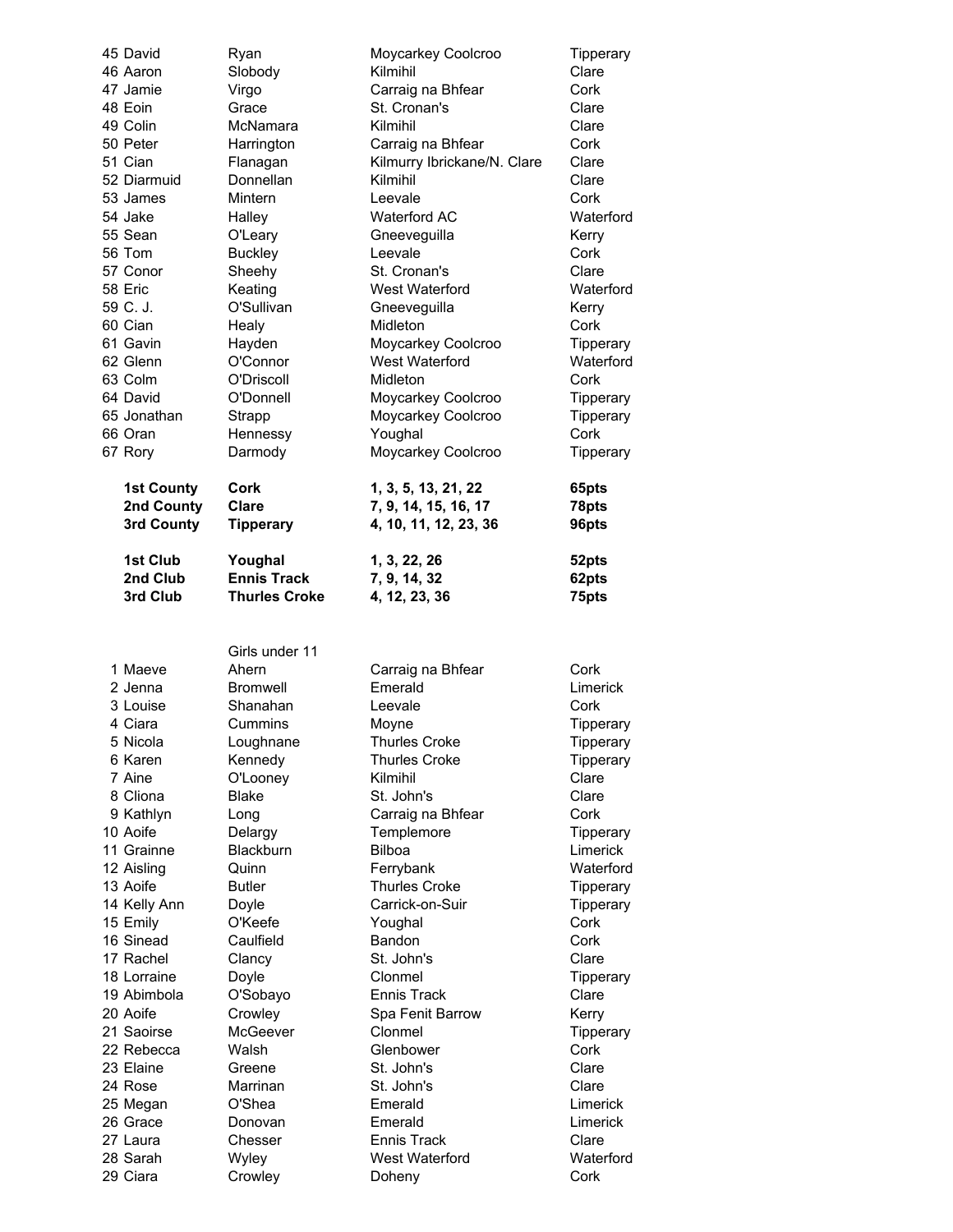| | | | | |
|---|---|---|---|---|
| 45 | David | Ryan | Moycarkey Coolcroo | Tipperary |
| 46 | Aaron | Slobody | Kilmihil | Clare |
| 47 | Jamie | Virgo | Carraig na Bhfear | Cork |
| 48 | Eoin | Grace | St. Cronan's | Clare |
| 49 | Colin | McNamara | Kilmihil | Clare |
| 50 | Peter | Harrington | Carraig na Bhfear | Cork |
| 51 | Cian | Flanagan | Kilmurry Ibrickane/N. Clare | Clare |
| 52 | Diarmuid | Donnellan | Kilmihil | Clare |
| 53 | James | Mintern | Leevale | Cork |
| 54 | Jake | Halley | Waterford AC | Waterford |
| 55 | Sean | O'Leary | Gneeveguilla | Kerry |
| 56 | Tom | Buckley | Leevale | Cork |
| 57 | Conor | Sheehy | St. Cronan's | Clare |
| 58 | Eric | Keating | West Waterford | Waterford |
| 59 | C. J. | O'Sullivan | Gneeveguilla | Kerry |
| 60 | Cian | Healy | Midleton | Cork |
| 61 | Gavin | Hayden | Moycarkey Coolcroo | Tipperary |
| 62 | Glenn | O'Connor | West Waterford | Waterford |
| 63 | Colm | O'Driscoll | Midleton | Cork |
| 64 | David | O'Donnell | Moycarkey Coolcroo | Tipperary |
| 65 | Jonathan | Strapp | Moycarkey Coolcroo | Tipperary |
| 66 | Oran | Hennessy | Youghal | Cork |
| 67 | Rory | Darmody | Moycarkey Coolcroo | Tipperary |

| | | | |
|---|---|---|---|
| **1st County** | **Cork** | **1, 3, 5, 13, 21, 22** | **65pts** |
| **2nd County** | **Clare** | **7, 9, 14, 15, 16, 17** | **78pts** |
| **3rd County** | **Tipperary** | **4, 10, 11, 12, 23, 36** | **96pts** |

| | | | |
|---|---|---|---|
| **1st Club** | **Youghal** | **1, 3, 22, 26** | **52pts** |
| **2nd Club** | **Ennis Track** | **7, 9, 14, 32** | **62pts** |
| **3rd Club** | **Thurles Croke** | **4, 12, 23, 36** | **75pts** |

Girls under 11

| | | | | |
|---|---|---|---|---|
| 1 | Maeve | Ahern | Carraig na Bhfear | Cork |
| 2 | Jenna | Bromwell | Emerald | Limerick |
| 3 | Louise | Shanahan | Leevale | Cork |
| 4 | Ciara | Cummins | Moyne | Tipperary |
| 5 | Nicola | Loughnane | Thurles Croke | Tipperary |
| 6 | Karen | Kennedy | Thurles Croke | Tipperary |
| 7 | Aine | O'Looney | Kilmihil | Clare |
| 8 | Cliona | Blake | St. John's | Clare |
| 9 | Kathlyn | Long | Carraig na Bhfear | Cork |
| 10 | Aoife | Delargy | Templemore | Tipperary |
| 11 | Grainne | Blackburn | Bilboa | Limerick |
| 12 | Aisling | Quinn | Ferrybank | Waterford |
| 13 | Aoife | Butler | Thurles Croke | Tipperary |
| 14 | Kelly Ann | Doyle | Carrick-on-Suir | Tipperary |
| 15 | Emily | O'Keefe | Youghal | Cork |
| 16 | Sinead | Caulfield | Bandon | Cork |
| 17 | Rachel | Clancy | St. John's | Clare |
| 18 | Lorraine | Doyle | Clonmel | Tipperary |
| 19 | Abimbola | O'Sobayo | Ennis Track | Clare |
| 20 | Aoife | Crowley | Spa Fenit Barrow | Kerry |
| 21 | Saoirse | McGeever | Clonmel | Tipperary |
| 22 | Rebecca | Walsh | Glenbower | Cork |
| 23 | Elaine | Greene | St. John's | Clare |
| 24 | Rose | Marrinan | St. John's | Clare |
| 25 | Megan | O'Shea | Emerald | Limerick |
| 26 | Grace | Donovan | Emerald | Limerick |
| 27 | Laura | Chesser | Ennis Track | Clare |
| 28 | Sarah | Wyley | West Waterford | Waterford |
| 29 | Ciara | Crowley | Doheny | Cork |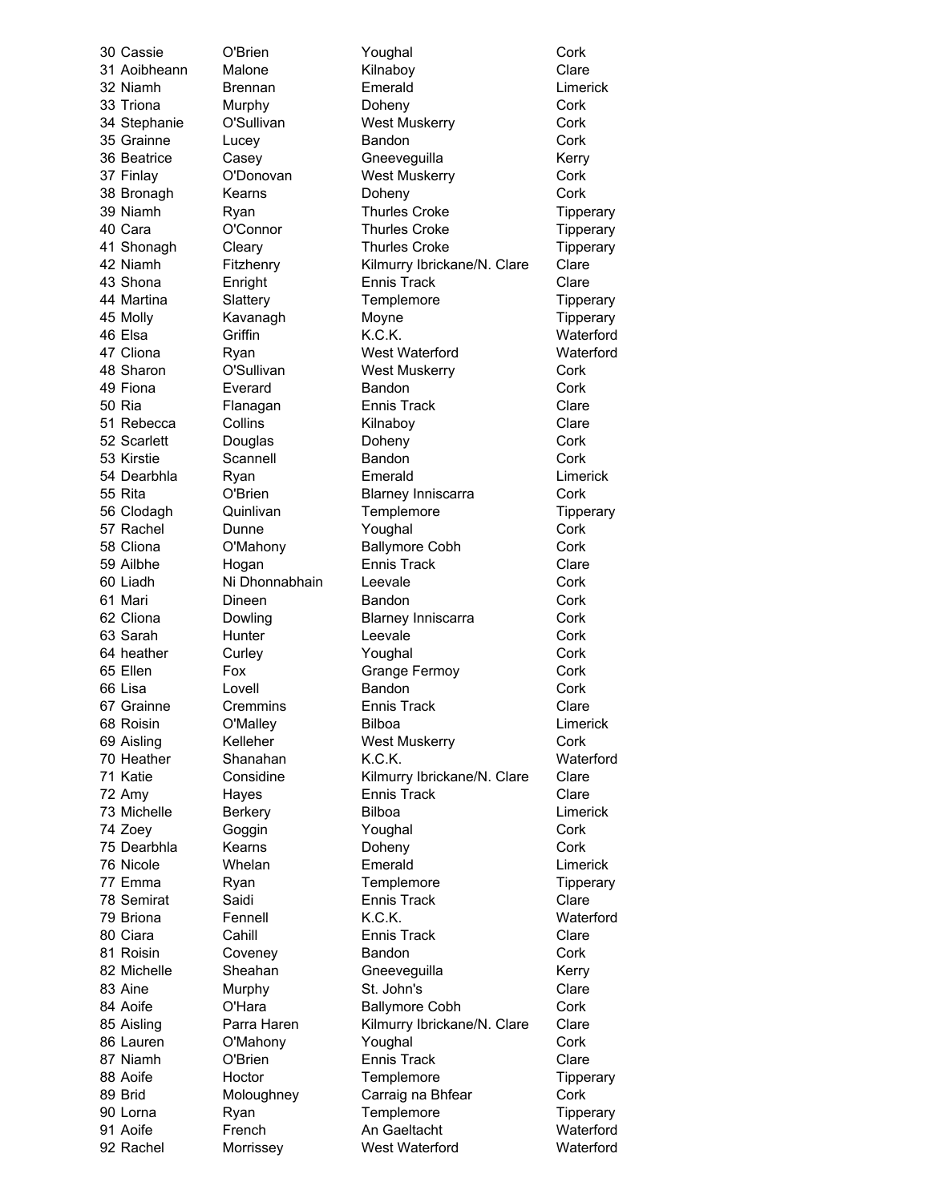| | | | | |
|---|---|---|---|---|
| 30 | Cassie | O'Brien | Youghal | Cork |
| 31 | Aoibheann | Malone | Kilnaboy | Clare |
| 32 | Niamh | Brennan | Emerald | Limerick |
| 33 | Triona | Murphy | Doheny | Cork |
| 34 | Stephanie | O'Sullivan | West Muskerry | Cork |
| 35 | Grainne | Lucey | Bandon | Cork |
| 36 | Beatrice | Casey | Gneeveguilla | Kerry |
| 37 | Finlay | O'Donovan | West Muskerry | Cork |
| 38 | Bronagh | Kearns | Doheny | Cork |
| 39 | Niamh | Ryan | Thurles Croke | Tipperary |
| 40 | Cara | O'Connor | Thurles Croke | Tipperary |
| 41 | Shonagh | Cleary | Thurles Croke | Tipperary |
| 42 | Niamh | Fitzhenry | Kilmurry Ibrickane/N. Clare | Clare |
| 43 | Shona | Enright | Ennis Track | Clare |
| 44 | Martina | Slattery | Templemore | Tipperary |
| 45 | Molly | Kavanagh | Moyne | Tipperary |
| 46 | Elsa | Griffin | K.C.K. | Waterford |
| 47 | Cliona | Ryan | West Waterford | Waterford |
| 48 | Sharon | O'Sullivan | West Muskerry | Cork |
| 49 | Fiona | Everard | Bandon | Cork |
| 50 | Ria | Flanagan | Ennis Track | Clare |
| 51 | Rebecca | Collins | Kilnaboy | Clare |
| 52 | Scarlett | Douglas | Doheny | Cork |
| 53 | Kirstie | Scannell | Bandon | Cork |
| 54 | Dearbhla | Ryan | Emerald | Limerick |
| 55 | Rita | O'Brien | Blarney Inniscarra | Cork |
| 56 | Clodagh | Quinlivan | Templemore | Tipperary |
| 57 | Rachel | Dunne | Youghal | Cork |
| 58 | Cliona | O'Mahony | Ballymore Cobh | Cork |
| 59 | Ailbhe | Hogan | Ennis Track | Clare |
| 60 | Liadh | Ni Dhonnabhain | Leevale | Cork |
| 61 | Mari | Dineen | Bandon | Cork |
| 62 | Cliona | Dowling | Blarney Inniscarra | Cork |
| 63 | Sarah | Hunter | Leevale | Cork |
| 64 | heather | Curley | Youghal | Cork |
| 65 | Ellen | Fox | Grange Fermoy | Cork |
| 66 | Lisa | Lovell | Bandon | Cork |
| 67 | Grainne | Cremmins | Ennis Track | Clare |
| 68 | Roisin | O'Malley | Bilboa | Limerick |
| 69 | Aisling | Kelleher | West Muskerry | Cork |
| 70 | Heather | Shanahan | K.C.K. | Waterford |
| 71 | Katie | Considine | Kilmurry Ibrickane/N. Clare | Clare |
| 72 | Amy | Hayes | Ennis Track | Clare |
| 73 | Michelle | Berkery | Bilboa | Limerick |
| 74 | Zoey | Goggin | Youghal | Cork |
| 75 | Dearbhla | Kearns | Doheny | Cork |
| 76 | Nicole | Whelan | Emerald | Limerick |
| 77 | Emma | Ryan | Templemore | Tipperary |
| 78 | Semirat | Saidi | Ennis Track | Clare |
| 79 | Briona | Fennell | K.C.K. | Waterford |
| 80 | Ciara | Cahill | Ennis Track | Clare |
| 81 | Roisin | Coveney | Bandon | Cork |
| 82 | Michelle | Sheahan | Gneeveguilla | Kerry |
| 83 | Aine | Murphy | St. John's | Clare |
| 84 | Aoife | O'Hara | Ballymore Cobh | Cork |
| 85 | Aisling | Parra Haren | Kilmurry Ibrickane/N. Clare | Clare |
| 86 | Lauren | O'Mahony | Youghal | Cork |
| 87 | Niamh | O'Brien | Ennis Track | Clare |
| 88 | Aoife | Hoctor | Templemore | Tipperary |
| 89 | Brid | Moloughney | Carraig na Bhfear | Cork |
| 90 | Lorna | Ryan | Templemore | Tipperary |
| 91 | Aoife | French | An Gaeltacht | Waterford |
| 92 | Rachel | Morrissey | West Waterford | Waterford |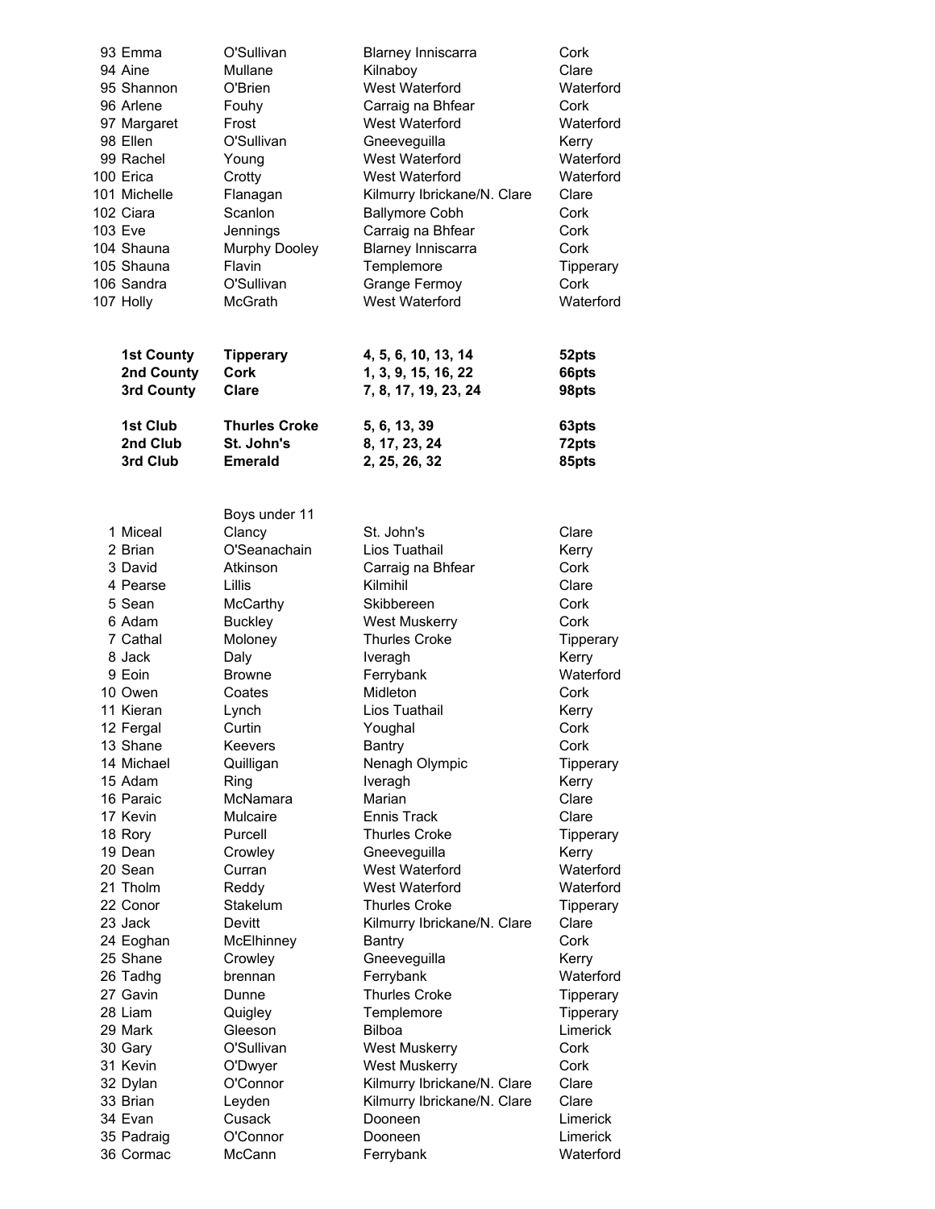| | | | |
|---|---|---|---|
| 93 Emma | O'Sullivan | Blarney Inniscarra | Cork |
| 94 Aine | Mullane | Kilnaboy | Clare |
| 95 Shannon | O'Brien | West Waterford | Waterford |
| 96 Arlene | Fouhy | Carraig na Bhfear | Cork |
| 97 Margaret | Frost | West Waterford | Waterford |
| 98 Ellen | O'Sullivan | Gneeveguilla | Kerry |
| 99 Rachel | Young | West Waterford | Waterford |
| 100 Erica | Crotty | West Waterford | Waterford |
| 101 Michelle | Flanagan | Kilmurry Ibrickane/N. Clare | Clare |
| 102 Ciara | Scanlon | Ballymore Cobh | Cork |
| 103 Eve | Jennings | Carraig na Bhfear | Cork |
| 104 Shauna | Murphy Dooley | Blarney Inniscarra | Cork |
| 105 Shauna | Flavin | Templemore | Tipperary |
| 106 Sandra | O'Sullivan | Grange Fermoy | Cork |
| 107 Holly | McGrath | West Waterford | Waterford |

| | | | |
|---|---|---|---|
| **1st County** | **Tipperary** | **4, 5, 6, 10, 13, 14** | **52pts** |
| **2nd County** | **Cork** | **1, 3, 9, 15, 16, 22** | **66pts** |
| **3rd County** | **Clare** | **7, 8, 17, 19, 23, 24** | **98pts** |

| | | | |
|---|---|---|---|
| **1st Club** | **Thurles Croke** | **5, 6, 13, 39** | **63pts** |
| **2nd Club** | **St. John's** | **8, 17, 23, 24** | **72pts** |
| **3rd Club** | **Emerald** | **2, 25, 26, 32** | **85pts** |

Boys under 11

| | | | |
|---|---|---|---|
| 1 Miceal | Clancy | St. John's | Clare |
| 2 Brian | O'Seanachain | Lios Tuathail | Kerry |
| 3 David | Atkinson | Carraig na Bhfear | Cork |
| 4 Pearse | Lillis | Kilmihil | Clare |
| 5 Sean | McCarthy | Skibbereen | Cork |
| 6 Adam | Buckley | West Muskerry | Cork |
| 7 Cathal | Moloney | Thurles Croke | Tipperary |
| 8 Jack | Daly | Iveragh | Kerry |
| 9 Eoin | Browne | Ferrybank | Waterford |
| 10 Owen | Coates | Midleton | Cork |
| 11 Kieran | Lynch | Lios Tuathail | Kerry |
| 12 Fergal | Curtin | Youghal | Cork |
| 13 Shane | Keevers | Bantry | Cork |
| 14 Michael | Quilligan | Nenagh Olympic | Tipperary |
| 15 Adam | Ring | Iveragh | Kerry |
| 16 Paraic | McNamara | Marian | Clare |
| 17 Kevin | Mulcaire | Ennis Track | Clare |
| 18 Rory | Purcell | Thurles Croke | Tipperary |
| 19 Dean | Crowley | Gneeveguilla | Kerry |
| 20 Sean | Curran | West Waterford | Waterford |
| 21 Tholm | Reddy | West Waterford | Waterford |
| 22 Conor | Stakelum | Thurles Croke | Tipperary |
| 23 Jack | Devitt | Kilmurry Ibrickane/N. Clare | Clare |
| 24 Eoghan | McElhinney | Bantry | Cork |
| 25 Shane | Crowley | Gneeveguilla | Kerry |
| 26 Tadhg | brennan | Ferrybank | Waterford |
| 27 Gavin | Dunne | Thurles Croke | Tipperary |
| 28 Liam | Quigley | Templemore | Tipperary |
| 29 Mark | Gleeson | Bilboa | Limerick |
| 30 Gary | O'Sullivan | West Muskerry | Cork |
| 31 Kevin | O'Dwyer | West Muskerry | Cork |
| 32 Dylan | O'Connor | Kilmurry Ibrickane/N. Clare | Clare |
| 33 Brian | Leyden | Kilmurry Ibrickane/N. Clare | Clare |
| 34 Evan | Cusack | Dooneen | Limerick |
| 35 Padraig | O'Connor | Dooneen | Limerick |
| 36 Cormac | McCann | Ferrybank | Waterford |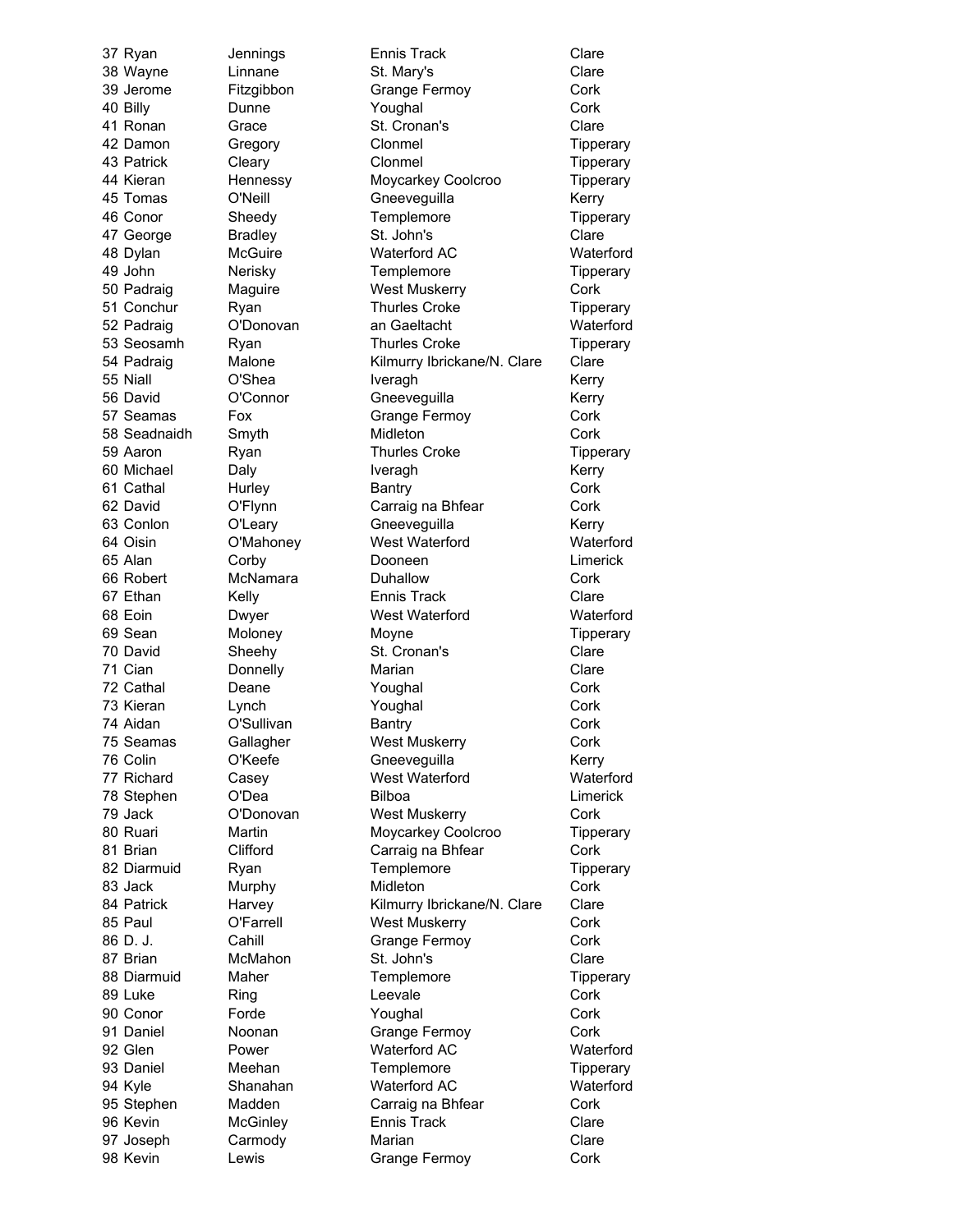| | | | | |
|---|---|---|---|---|
| 37 | Ryan | Jennings | Ennis Track | Clare |
| 38 | Wayne | Linnane | St. Mary's | Clare |
| 39 | Jerome | Fitzgibbon | Grange Fermoy | Cork |
| 40 | Billy | Dunne | Youghal | Cork |
| 41 | Ronan | Grace | St. Cronan's | Clare |
| 42 | Damon | Gregory | Clonmel | Tipperary |
| 43 | Patrick | Cleary | Clonmel | Tipperary |
| 44 | Kieran | Hennessy | Moycarkey Coolcroo | Tipperary |
| 45 | Tomas | O'Neill | Gneeveguilla | Kerry |
| 46 | Conor | Sheedy | Templemore | Tipperary |
| 47 | George | Bradley | St. John's | Clare |
| 48 | Dylan | McGuire | Waterford AC | Waterford |
| 49 | John | Nerisky | Templemore | Tipperary |
| 50 | Padraig | Maguire | West Muskerry | Cork |
| 51 | Conchur | Ryan | Thurles Croke | Tipperary |
| 52 | Padraig | O'Donovan | an Gaeltacht | Waterford |
| 53 | Seosamh | Ryan | Thurles Croke | Tipperary |
| 54 | Padraig | Malone | Kilmurry Ibrickane/N. Clare | Clare |
| 55 | Niall | O'Shea | Iveragh | Kerry |
| 56 | David | O'Connor | Gneeveguilla | Kerry |
| 57 | Seamas | Fox | Grange Fermoy | Cork |
| 58 | Seadnaidh | Smyth | Midleton | Cork |
| 59 | Aaron | Ryan | Thurles Croke | Tipperary |
| 60 | Michael | Daly | Iveragh | Kerry |
| 61 | Cathal | Hurley | Bantry | Cork |
| 62 | David | O'Flynn | Carraig na Bhfear | Cork |
| 63 | Conlon | O'Leary | Gneeveguilla | Kerry |
| 64 | Oisin | O'Mahoney | West Waterford | Waterford |
| 65 | Alan | Corby | Dooneen | Limerick |
| 66 | Robert | McNamara | Duhallow | Cork |
| 67 | Ethan | Kelly | Ennis Track | Clare |
| 68 | Eoin | Dwyer | West Waterford | Waterford |
| 69 | Sean | Moloney | Moyne | Tipperary |
| 70 | David | Sheehy | St. Cronan's | Clare |
| 71 | Cian | Donnelly | Marian | Clare |
| 72 | Cathal | Deane | Youghal | Cork |
| 73 | Kieran | Lynch | Youghal | Cork |
| 74 | Aidan | O'Sullivan | Bantry | Cork |
| 75 | Seamas | Gallagher | West Muskerry | Cork |
| 76 | Colin | O'Keefe | Gneeveguilla | Kerry |
| 77 | Richard | Casey | West Waterford | Waterford |
| 78 | Stephen | O'Dea | Bilboa | Limerick |
| 79 | Jack | O'Donovan | West Muskerry | Cork |
| 80 | Ruari | Martin | Moycarkey Coolcroo | Tipperary |
| 81 | Brian | Clifford | Carraig na Bhfear | Cork |
| 82 | Diarmuid | Ryan | Templemore | Tipperary |
| 83 | Jack | Murphy | Midleton | Cork |
| 84 | Patrick | Harvey | Kilmurry Ibrickane/N. Clare | Clare |
| 85 | Paul | O'Farrell | West Muskerry | Cork |
| 86 | D. J. | Cahill | Grange Fermoy | Cork |
| 87 | Brian | McMahon | St. John's | Clare |
| 88 | Diarmuid | Maher | Templemore | Tipperary |
| 89 | Luke | Ring | Leevale | Cork |
| 90 | Conor | Forde | Youghal | Cork |
| 91 | Daniel | Noonan | Grange Fermoy | Cork |
| 92 | Glen | Power | Waterford AC | Waterford |
| 93 | Daniel | Meehan | Templemore | Tipperary |
| 94 | Kyle | Shanahan | Waterford AC | Waterford |
| 95 | Stephen | Madden | Carraig na Bhfear | Cork |
| 96 | Kevin | McGinley | Ennis Track | Clare |
| 97 | Joseph | Carmody | Marian | Clare |
| 98 | Kevin | Lewis | Grange Fermoy | Cork |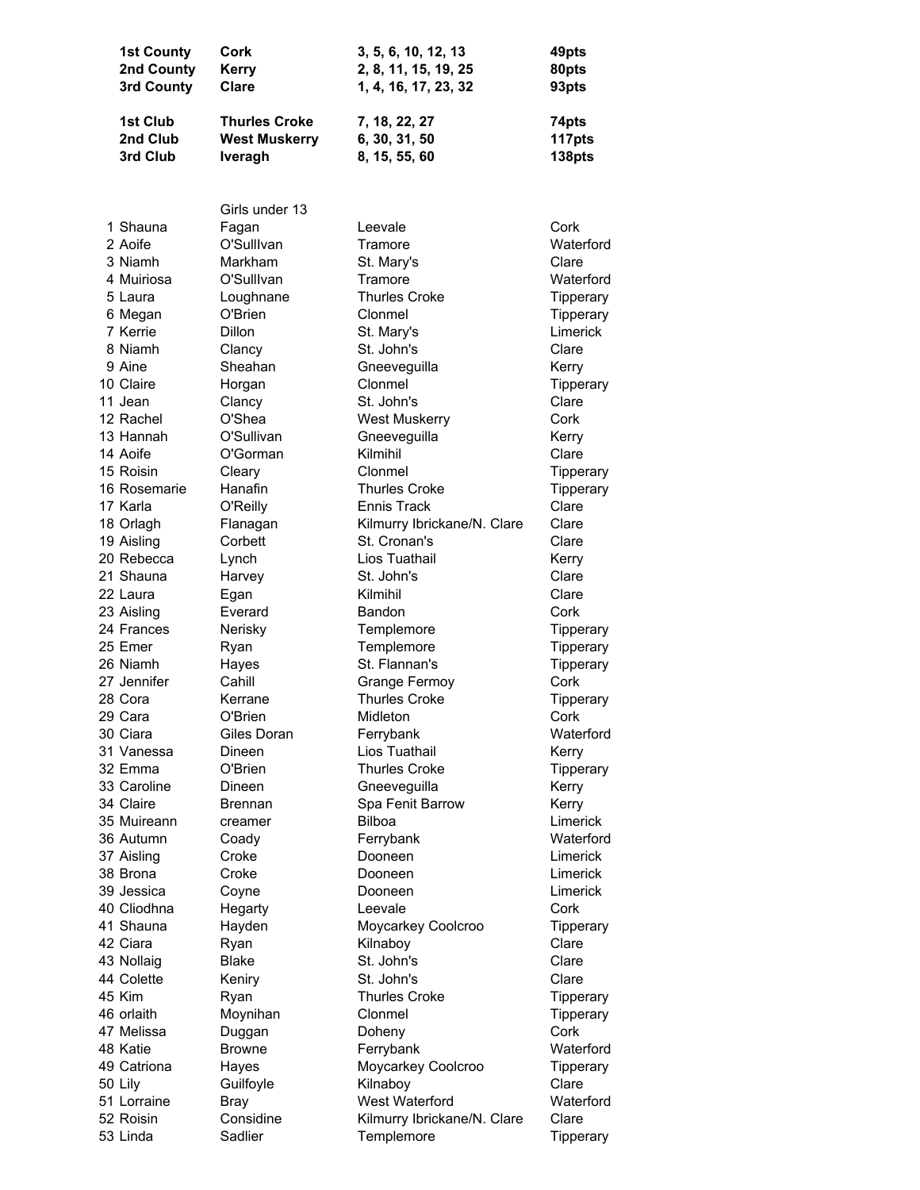| | | | |
|---|---|---|---|
| **1st County** | **Cork** | **3, 5, 6, 10, 12, 13** | **49pts** |
| **2nd County** | **Kerry** | **2, 8, 11, 15, 19, 25** | **80pts** |
| **3rd County** | **Clare** | **1, 4, 16, 17, 23, 32** | **93pts** |
| **1st Club** | **Thurles Croke** | **7, 18, 22, 27** | **74pts** |
| **2nd Club** | **West Muskerry** | **6, 30, 31, 50** | **117pts** |
| **3rd Club** | **Iveragh** | **8, 15, 55, 60** | **138pts** |

Girls under 13

| | | | |
|---|---|---|---|
| 1 Shauna | Fagan | Leevale | Cork |
| 2 Aoife | O'Sulllvan | Tramore | Waterford |
| 3 Niamh | Markham | St. Mary's | Clare |
| 4 Muiriosa | O'Sulllvan | Tramore | Waterford |
| 5 Laura | Loughnane | Thurles Croke | Tipperary |
| 6 Megan | O'Brien | Clonmel | Tipperary |
| 7 Kerrie | Dillon | St. Mary's | Limerick |
| 8 Niamh | Clancy | St. John's | Clare |
| 9 Aine | Sheahan | Gneeveguilla | Kerry |
| 10 Claire | Horgan | Clonmel | Tipperary |
| 11 Jean | Clancy | St. John's | Clare |
| 12 Rachel | O'Shea | West Muskerry | Cork |
| 13 Hannah | O'Sullivan | Gneeveguilla | Kerry |
| 14 Aoife | O'Gorman | Kilmihil | Clare |
| 15 Roisin | Cleary | Clonmel | Tipperary |
| 16 Rosemarie | Hanafin | Thurles Croke | Tipperary |
| 17 Karla | O'Reilly | Ennis Track | Clare |
| 18 Orlagh | Flanagan | Kilmurry Ibrickane/N. Clare | Clare |
| 19 Aisling | Corbett | St. Cronan's | Clare |
| 20 Rebecca | Lynch | Lios Tuathail | Kerry |
| 21 Shauna | Harvey | St. John's | Clare |
| 22 Laura | Egan | Kilmihil | Clare |
| 23 Aisling | Everard | Bandon | Cork |
| 24 Frances | Nerisky | Templemore | Tipperary |
| 25 Emer | Ryan | Templemore | Tipperary |
| 26 Niamh | Hayes | St. Flannan's | Tipperary |
| 27 Jennifer | Cahill | Grange Fermoy | Cork |
| 28 Cora | Kerrane | Thurles Croke | Tipperary |
| 29 Cara | O'Brien | Midleton | Cork |
| 30 Ciara | Giles Doran | Ferrybank | Waterford |
| 31 Vanessa | Dineen | Lios Tuathail | Kerry |
| 32 Emma | O'Brien | Thurles Croke | Tipperary |
| 33 Caroline | Dineen | Gneeveguilla | Kerry |
| 34 Claire | Brennan | Spa Fenit Barrow | Kerry |
| 35 Muireann | creamer | Bilboa | Limerick |
| 36 Autumn | Coady | Ferrybank | Waterford |
| 37 Aisling | Croke | Dooneen | Limerick |
| 38 Brona | Croke | Dooneen | Limerick |
| 39 Jessica | Coyne | Dooneen | Limerick |
| 40 Cliodhna | Hegarty | Leevale | Cork |
| 41 Shauna | Hayden | Moycarkey Coolcroo | Tipperary |
| 42 Ciara | Ryan | Kilnaboy | Clare |
| 43 Nollaig | Blake | St. John's | Clare |
| 44 Colette | Keniry | St. John's | Clare |
| 45 Kim | Ryan | Thurles Croke | Tipperary |
| 46 orlaith | Moynihan | Clonmel | Tipperary |
| 47 Melissa | Duggan | Doheny | Cork |
| 48 Katie | Browne | Ferrybank | Waterford |
| 49 Catriona | Hayes | Moycarkey Coolcroo | Tipperary |
| 50 Lily | Guilfoyle | Kilnaboy | Clare |
| 51 Lorraine | Bray | West Waterford | Waterford |
| 52 Roisin | Considine | Kilmurry Ibrickane/N. Clare | Clare |
| 53 Linda | Sadlier | Templemore | Tipperary |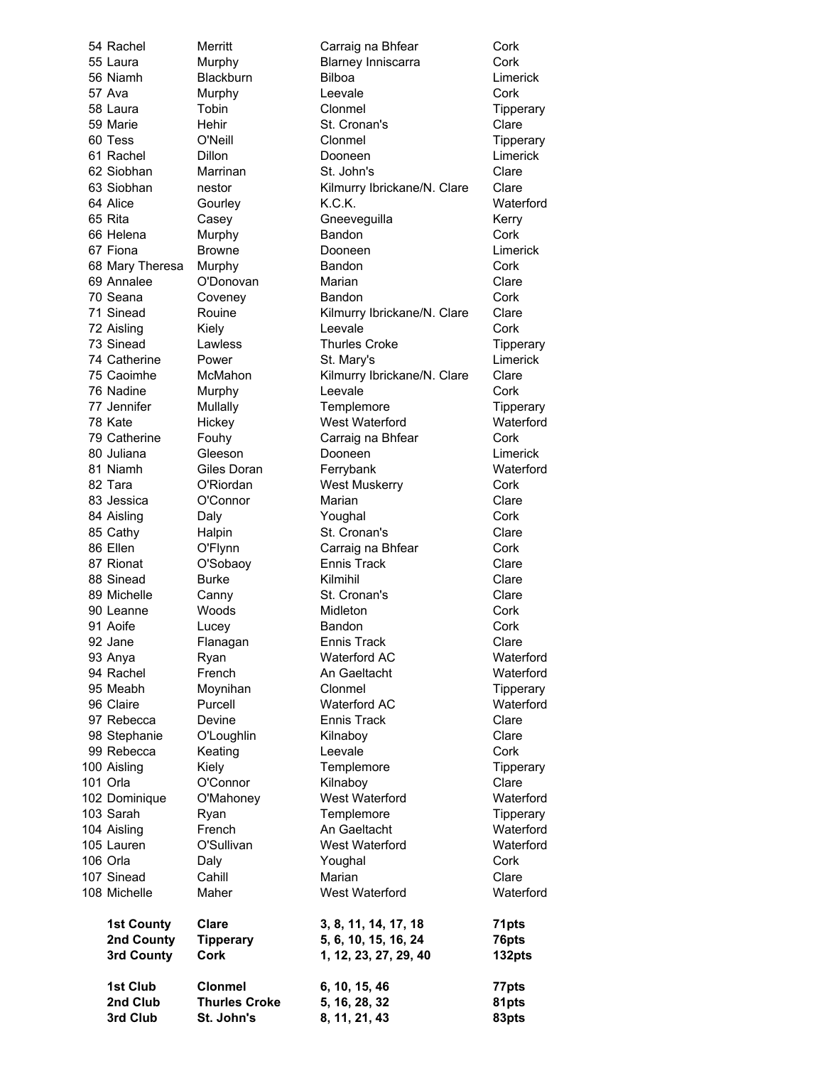| | | | |
|---|---|---|---|
| 54 Rachel | Merritt | Carraig na Bhfear | Cork |
| 55 Laura | Murphy | Blarney Inniscarra | Cork |
| 56 Niamh | Blackburn | Bilboa | Limerick |
| 57 Ava | Murphy | Leevale | Cork |
| 58 Laura | Tobin | Clonmel | Tipperary |
| 59 Marie | Hehir | St. Cronan's | Clare |
| 60 Tess | O'Neill | Clonmel | Tipperary |
| 61 Rachel | Dillon | Dooneen | Limerick |
| 62 Siobhan | Marrinan | St. John's | Clare |
| 63 Siobhan | nestor | Kilmurry Ibrickane/N. Clare | Clare |
| 64 Alice | Gourley | K.C.K. | Waterford |
| 65 Rita | Casey | Gneeveguilla | Kerry |
| 66 Helena | Murphy | Bandon | Cork |
| 67 Fiona | Browne | Dooneen | Limerick |
| 68 Mary Theresa | Murphy | Bandon | Cork |
| 69 Annalee | O'Donovan | Marian | Clare |
| 70 Seana | Coveney | Bandon | Cork |
| 71 Sinead | Rouine | Kilmurry Ibrickane/N. Clare | Clare |
| 72 Aisling | Kiely | Leevale | Cork |
| 73 Sinead | Lawless | Thurles Croke | Tipperary |
| 74 Catherine | Power | St. Mary's | Limerick |
| 75 Caoimhe | McMahon | Kilmurry Ibrickane/N. Clare | Clare |
| 76 Nadine | Murphy | Leevale | Cork |
| 77 Jennifer | Mullally | Templemore | Tipperary |
| 78 Kate | Hickey | West Waterford | Waterford |
| 79 Catherine | Fouhy | Carraig na Bhfear | Cork |
| 80 Juliana | Gleeson | Dooneen | Limerick |
| 81 Niamh | Giles Doran | Ferrybank | Waterford |
| 82 Tara | O'Riordan | West Muskerry | Cork |
| 83 Jessica | O'Connor | Marian | Clare |
| 84 Aisling | Daly | Youghal | Cork |
| 85 Cathy | Halpin | St. Cronan's | Clare |
| 86 Ellen | O'Flynn | Carraig na Bhfear | Cork |
| 87 Rionat | O'Sobaoy | Ennis Track | Clare |
| 88 Sinead | Burke | Kilmihil | Clare |
| 89 Michelle | Canny | St. Cronan's | Clare |
| 90 Leanne | Woods | Midleton | Cork |
| 91 Aoife | Lucey | Bandon | Cork |
| 92 Jane | Flanagan | Ennis Track | Clare |
| 93 Anya | Ryan | Waterford AC | Waterford |
| 94 Rachel | French | An Gaeltacht | Waterford |
| 95 Meabh | Moynihan | Clonmel | Tipperary |
| 96 Claire | Purcell | Waterford AC | Waterford |
| 97 Rebecca | Devine | Ennis Track | Clare |
| 98 Stephanie | O'Loughlin | Kilnaboy | Clare |
| 99 Rebecca | Keating | Leevale | Cork |
| 100 Aisling | Kiely | Templemore | Tipperary |
| 101 Orla | O'Connor | Kilnaboy | Clare |
| 102 Dominique | O'Mahoney | West Waterford | Waterford |
| 103 Sarah | Ryan | Templemore | Tipperary |
| 104 Aisling | French | An Gaeltacht | Waterford |
| 105 Lauren | O'Sullivan | West Waterford | Waterford |
| 106 Orla | Daly | Youghal | Cork |
| 107 Sinead | Cahill | Marian | Clare |
| 108 Michelle | Maher | West Waterford | Waterford |

| | | | |
|---|---|---|---|
| **1st County** | **Clare** | **3, 8, 11, 14, 17, 18** | **71pts** |
| **2nd County** | **Tipperary** | **5, 6, 10, 15, 16, 24** | **76pts** |
| **3rd County** | **Cork** | **1, 12, 23, 27, 29, 40** | **132pts** |
| **1st Club** | **Clonmel** | **6, 10, 15, 46** | **77pts** |
| **2nd Club** | **Thurles Croke** | **5, 16, 28, 32** | **81pts** |
| **3rd Club** | **St. John's** | **8, 11, 21, 43** | **83pts** |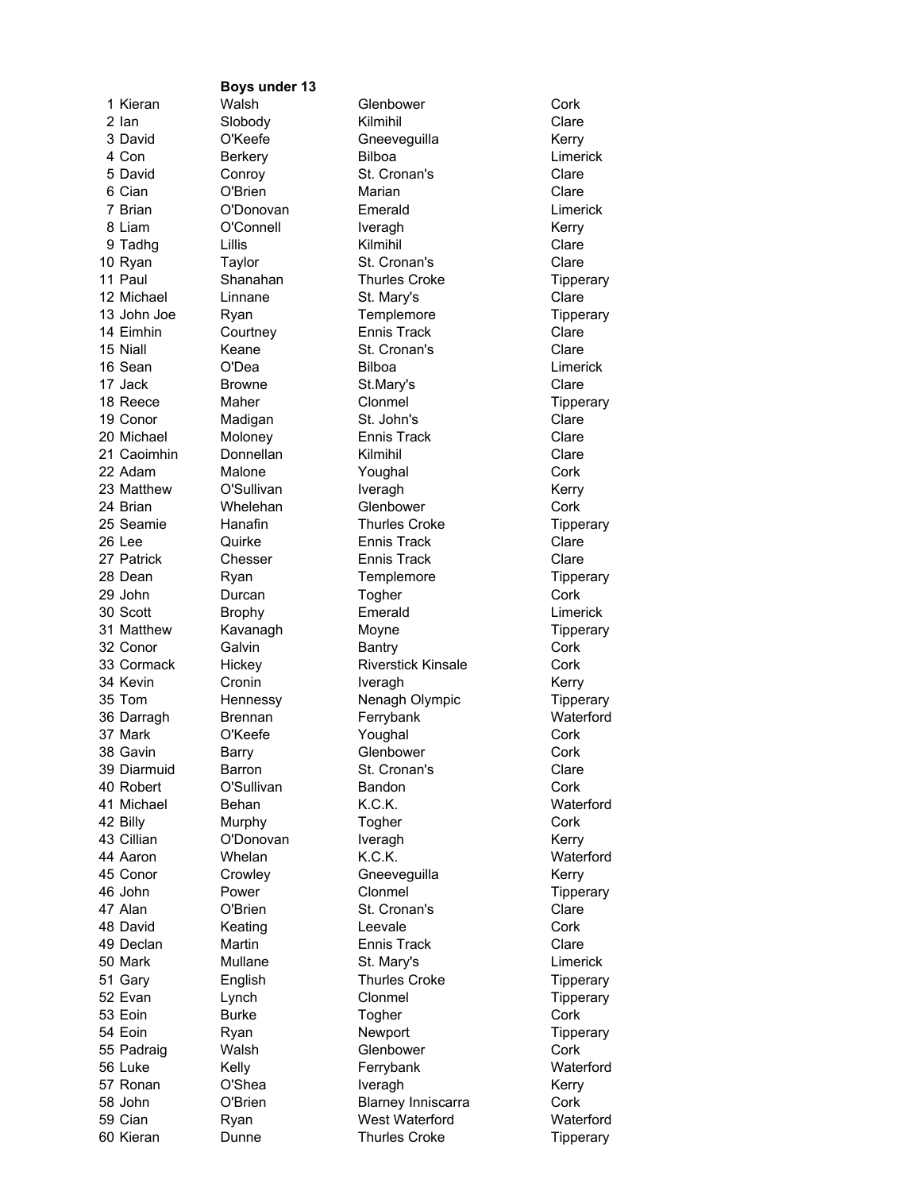**Boys under 13**

| | | | | |
|---|---|---|---|---|
| 1 | Kieran | Walsh | Glenbower | Cork |
| 2 | Ian | Slobody | Kilmihil | Clare |
| 3 | David | O'Keefe | Gneeveguilla | Kerry |
| 4 | Con | Berkery | Bilboa | Limerick |
| 5 | David | Conroy | St. Cronan's | Clare |
| 6 | Cian | O'Brien | Marian | Clare |
| 7 | Brian | O'Donovan | Emerald | Limerick |
| 8 | Liam | O'Connell | Iveragh | Kerry |
| 9 | Tadhg | Lillis | Kilmihil | Clare |
| 10 | Ryan | Taylor | St. Cronan's | Clare |
| 11 | Paul | Shanahan | Thurles Croke | Tipperary |
| 12 | Michael | Linnane | St. Mary's | Clare |
| 13 | John Joe | Ryan | Templemore | Tipperary |
| 14 | Eimhin | Courtney | Ennis Track | Clare |
| 15 | Niall | Keane | St. Cronan's | Clare |
| 16 | Sean | O'Dea | Bilboa | Limerick |
| 17 | Jack | Browne | St.Mary's | Clare |
| 18 | Reece | Maher | Clonmel | Tipperary |
| 19 | Conor | Madigan | St. John's | Clare |
| 20 | Michael | Moloney | Ennis Track | Clare |
| 21 | Caoimhin | Donnellan | Kilmihil | Clare |
| 22 | Adam | Malone | Youghal | Cork |
| 23 | Matthew | O'Sullivan | Iveragh | Kerry |
| 24 | Brian | Whelehan | Glenbower | Cork |
| 25 | Seamie | Hanafin | Thurles Croke | Tipperary |
| 26 | Lee | Quirke | Ennis Track | Clare |
| 27 | Patrick | Chesser | Ennis Track | Clare |
| 28 | Dean | Ryan | Templemore | Tipperary |
| 29 | John | Durcan | Togher | Cork |
| 30 | Scott | Brophy | Emerald | Limerick |
| 31 | Matthew | Kavanagh | Moyne | Tipperary |
| 32 | Conor | Galvin | Bantry | Cork |
| 33 | Cormack | Hickey | Riverstick Kinsale | Cork |
| 34 | Kevin | Cronin | Iveragh | Kerry |
| 35 | Tom | Hennessy | Nenagh Olympic | Tipperary |
| 36 | Darragh | Brennan | Ferrybank | Waterford |
| 37 | Mark | O'Keefe | Youghal | Cork |
| 38 | Gavin | Barry | Glenbower | Cork |
| 39 | Diarmuid | Barron | St. Cronan's | Clare |
| 40 | Robert | O'Sullivan | Bandon | Cork |
| 41 | Michael | Behan | K.C.K. | Waterford |
| 42 | Billy | Murphy | Togher | Cork |
| 43 | Cillian | O'Donovan | Iveragh | Kerry |
| 44 | Aaron | Whelan | K.C.K. | Waterford |
| 45 | Conor | Crowley | Gneeveguilla | Kerry |
| 46 | John | Power | Clonmel | Tipperary |
| 47 | Alan | O'Brien | St. Cronan's | Clare |
| 48 | David | Keating | Leevale | Cork |
| 49 | Declan | Martin | Ennis Track | Clare |
| 50 | Mark | Mullane | St. Mary's | Limerick |
| 51 | Gary | English | Thurles Croke | Tipperary |
| 52 | Evan | Lynch | Clonmel | Tipperary |
| 53 | Eoin | Burke | Togher | Cork |
| 54 | Eoin | Ryan | Newport | Tipperary |
| 55 | Padraig | Walsh | Glenbower | Cork |
| 56 | Luke | Kelly | Ferrybank | Waterford |
| 57 | Ronan | O'Shea | Iveragh | Kerry |
| 58 | John | O'Brien | Blarney Inniscarra | Cork |
| 59 | Cian | Ryan | West Waterford | Waterford |
| 60 | Kieran | Dunne | Thurles Croke | Tipperary |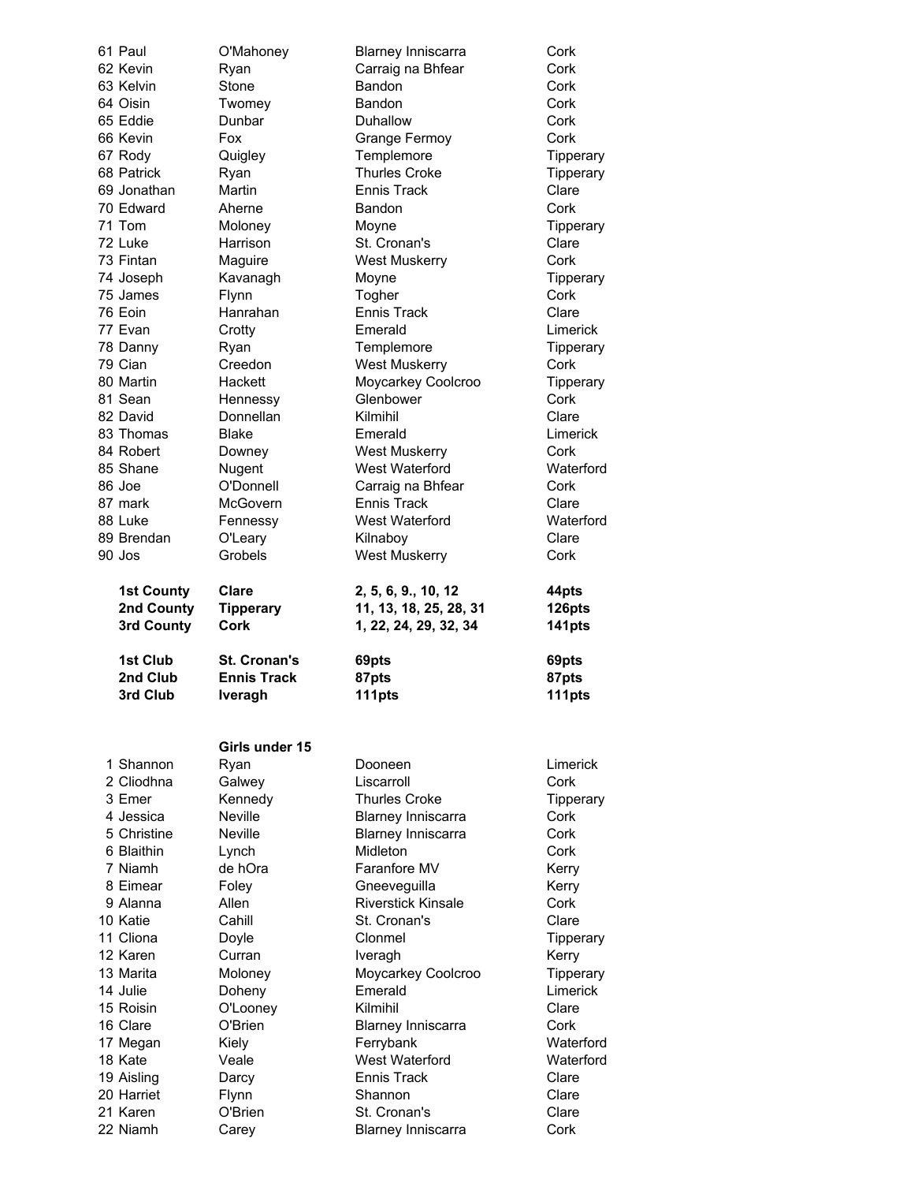| | | | |
|---|---|---|---|
| 61 Paul | O'Mahoney | Blarney Inniscarra | Cork |
| 62 Kevin | Ryan | Carraig na Bhfear | Cork |
| 63 Kelvin | Stone | Bandon | Cork |
| 64 Oisin | Twomey | Bandon | Cork |
| 65 Eddie | Dunbar | Duhallow | Cork |
| 66 Kevin | Fox | Grange Fermoy | Cork |
| 67 Rody | Quigley | Templemore | Tipperary |
| 68 Patrick | Ryan | Thurles Croke | Tipperary |
| 69 Jonathan | Martin | Ennis Track | Clare |
| 70 Edward | Aherne | Bandon | Cork |
| 71 Tom | Moloney | Moyne | Tipperary |
| 72 Luke | Harrison | St. Cronan's | Clare |
| 73 Fintan | Maguire | West Muskerry | Cork |
| 74 Joseph | Kavanagh | Moyne | Tipperary |
| 75 James | Flynn | Togher | Cork |
| 76 Eoin | Hanrahan | Ennis Track | Clare |
| 77 Evan | Crotty | Emerald | Limerick |
| 78 Danny | Ryan | Templemore | Tipperary |
| 79 Cian | Creedon | West Muskerry | Cork |
| 80 Martin | Hackett | Moycarkey Coolcroo | Tipperary |
| 81 Sean | Hennessy | Glenbower | Cork |
| 82 David | Donnellan | Kilmihil | Clare |
| 83 Thomas | Blake | Emerald | Limerick |
| 84 Robert | Downey | West Muskerry | Cork |
| 85 Shane | Nugent | West Waterford | Waterford |
| 86 Joe | O'Donnell | Carraig na Bhfear | Cork |
| 87 mark | McGovern | Ennis Track | Clare |
| 88 Luke | Fennessy | West Waterford | Waterford |
| 89 Brendan | O'Leary | Kilnaboy | Clare |
| 90 Jos | Grobels | West Muskerry | Cork |

| | | | |
|---|---|---|---|
| **1st County** | **Clare** | **2, 5, 6, 9., 10, 12** | **44pts** |
| **2nd County** | **Tipperary** | **11, 13, 18, 25, 28, 31** | **126pts** |
| **3rd County** | **Cork** | **1, 22, 24, 29, 32, 34** | **141pts** |
| **1st Club** | **St. Cronan's** | **69pts** | **69pts** |
| **2nd Club** | **Ennis Track** | **87pts** | **87pts** |
| **3rd Club** | **Iveragh** | **111pts** | **111pts** |

**Girls under 15**

| | | | |
|---|---|---|---|
| 1 Shannon | Ryan | Dooneen | Limerick |
| 2 Cliodhna | Galwey | Liscarroll | Cork |
| 3 Emer | Kennedy | Thurles Croke | Tipperary |
| 4 Jessica | Neville | Blarney Inniscarra | Cork |
| 5 Christine | Neville | Blarney Inniscarra | Cork |
| 6 Blaithin | Lynch | Midleton | Cork |
| 7 Niamh | de hOra | Faranfore MV | Kerry |
| 8 Eimear | Foley | Gneeveguilla | Kerry |
| 9 Alanna | Allen | Riverstick Kinsale | Cork |
| 10 Katie | Cahill | St. Cronan's | Clare |
| 11 Cliona | Doyle | Clonmel | Tipperary |
| 12 Karen | Curran | Iveragh | Kerry |
| 13 Marita | Moloney | Moycarkey Coolcroo | Tipperary |
| 14 Julie | Doheny | Emerald | Limerick |
| 15 Roisin | O'Looney | Kilmihil | Clare |
| 16 Clare | O'Brien | Blarney Inniscarra | Cork |
| 17 Megan | Kiely | Ferrybank | Waterford |
| 18 Kate | Veale | West Waterford | Waterford |
| 19 Aisling | Darcy | Ennis Track | Clare |
| 20 Harriet | Flynn | Shannon | Clare |
| 21 Karen | O'Brien | St. Cronan's | Clare |
| 22 Niamh | Carey | Blarney Inniscarra | Cork |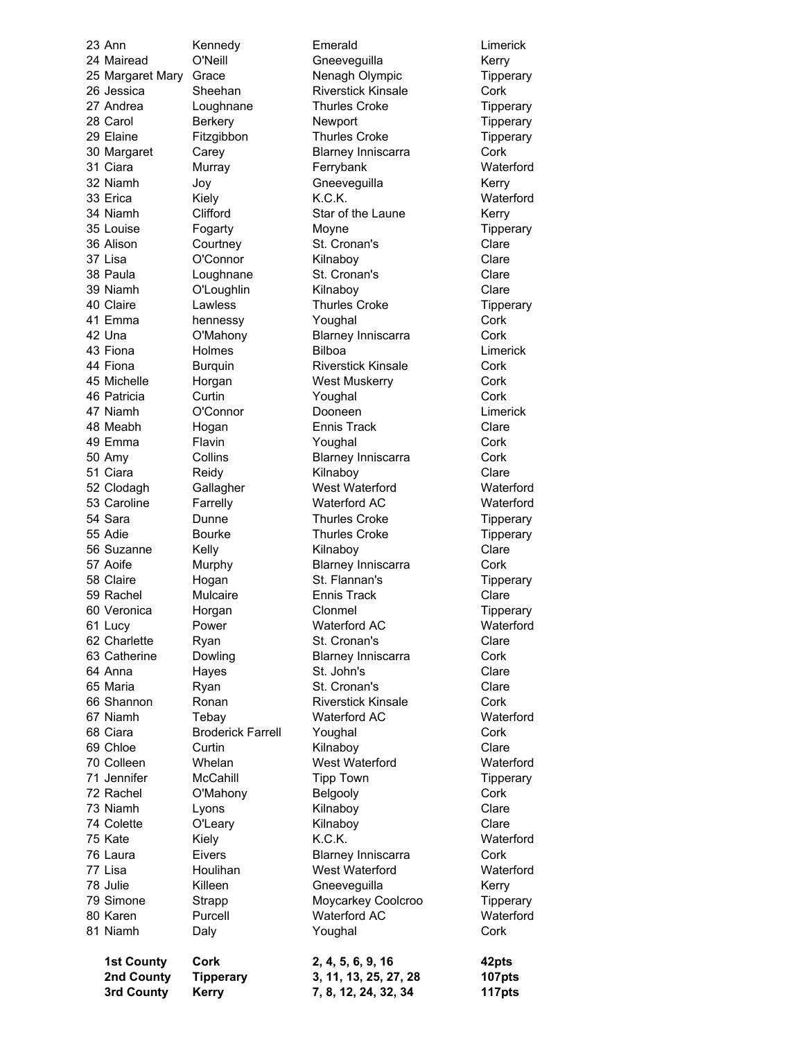| | | | |
|---|---|---|---|
| 23 Ann | Kennedy | Emerald | Limerick |
| 24 Mairead | O'Neill | Gneeveguilla | Kerry |
| 25 Margaret Mary | Grace | Nenagh Olympic | Tipperary |
| 26 Jessica | Sheehan | Riverstick Kinsale | Cork |
| 27 Andrea | Loughnane | Thurles Croke | Tipperary |
| 28 Carol | Berkery | Newport | Tipperary |
| 29 Elaine | Fitzgibbon | Thurles Croke | Tipperary |
| 30 Margaret | Carey | Blarney Inniscarra | Cork |
| 31 Ciara | Murray | Ferrybank | Waterford |
| 32 Niamh | Joy | Gneeveguilla | Kerry |
| 33 Erica | Kiely | K.C.K. | Waterford |
| 34 Niamh | Clifford | Star of the Laune | Kerry |
| 35 Louise | Fogarty | Moyne | Tipperary |
| 36 Alison | Courtney | St. Cronan's | Clare |
| 37 Lisa | O'Connor | Kilnaboy | Clare |
| 38 Paula | Loughnane | St. Cronan's | Clare |
| 39 Niamh | O'Loughlin | Kilnaboy | Clare |
| 40 Claire | Lawless | Thurles Croke | Tipperary |
| 41 Emma | hennessy | Youghal | Cork |
| 42 Una | O'Mahony | Blarney Inniscarra | Cork |
| 43 Fiona | Holmes | Bilboa | Limerick |
| 44 Fiona | Burquin | Riverstick Kinsale | Cork |
| 45 Michelle | Horgan | West Muskerry | Cork |
| 46 Patricia | Curtin | Youghal | Cork |
| 47 Niamh | O'Connor | Dooneen | Limerick |
| 48 Meabh | Hogan | Ennis Track | Clare |
| 49 Emma | Flavin | Youghal | Cork |
| 50 Amy | Collins | Blarney Inniscarra | Cork |
| 51 Ciara | Reidy | Kilnaboy | Clare |
| 52 Clodagh | Gallagher | West Waterford | Waterford |
| 53 Caroline | Farrelly | Waterford AC | Waterford |
| 54 Sara | Dunne | Thurles Croke | Tipperary |
| 55 Adie | Bourke | Thurles Croke | Tipperary |
| 56 Suzanne | Kelly | Kilnaboy | Clare |
| 57 Aoife | Murphy | Blarney Inniscarra | Cork |
| 58 Claire | Hogan | St. Flannan's | Tipperary |
| 59 Rachel | Mulcaire | Ennis Track | Clare |
| 60 Veronica | Horgan | Clonmel | Tipperary |
| 61 Lucy | Power | Waterford AC | Waterford |
| 62 Charlette | Ryan | St. Cronan's | Clare |
| 63 Catherine | Dowling | Blarney Inniscarra | Cork |
| 64 Anna | Hayes | St. John's | Clare |
| 65 Maria | Ryan | St. Cronan's | Clare |
| 66 Shannon | Ronan | Riverstick Kinsale | Cork |
| 67 Niamh | Tebay | Waterford AC | Waterford |
| 68 Ciara | Broderick Farrell | Youghal | Cork |
| 69 Chloe | Curtin | Kilnaboy | Clare |
| 70 Colleen | Whelan | West Waterford | Waterford |
| 71 Jennifer | McCahill | Tipp Town | Tipperary |
| 72 Rachel | O'Mahony | Belgooly | Cork |
| 73 Niamh | Lyons | Kilnaboy | Clare |
| 74 Colette | O'Leary | Kilnaboy | Clare |
| 75 Kate | Kiely | K.C.K. | Waterford |
| 76 Laura | Eivers | Blarney Inniscarra | Cork |
| 77 Lisa | Houlihan | West Waterford | Waterford |
| 78 Julie | Killeen | Gneeveguilla | Kerry |
| 79 Simone | Strapp | Moycarkey Coolcroo | Tipperary |
| 80 Karen | Purcell | Waterford AC | Waterford |
| 81 Niamh | Daly | Youghal | Cork |
| **1st County** | **Cork** | **2, 4, 5, 6, 9, 16** | **42pts** |
| **2nd County** | **Tipperary** | **3, 11, 13, 25, 27, 28** | **107pts** |
| **3rd County** | **Kerry** | **7, 8, 12, 24, 32, 34** | **117pts** |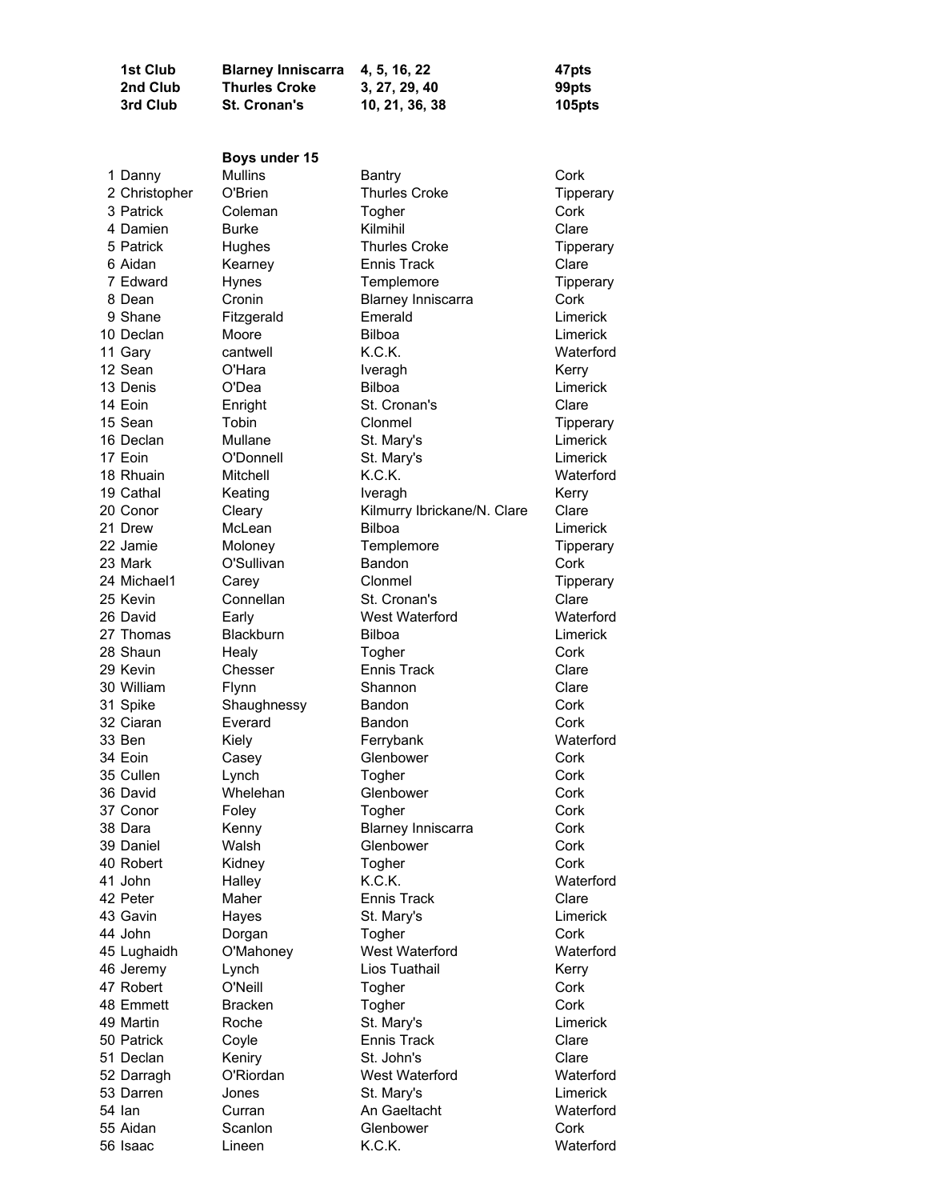| | | | |
|---|---|---|---|
| **1st Club** | **Blarney Inniscarra** | **4, 5, 16, 22** | **47pts** |
| **2nd Club** | **Thurles Croke** | **3, 27, 29, 40** | **99pts** |
| **3rd Club** | **St. Cronan's** | **10, 21, 36, 38** | **105pts** |

**Boys under 15**

| | | | | |
|---|---|---|---|---|
| 1 | Danny | Mullins | Bantry | Cork |
| 2 | Christopher | O'Brien | Thurles Croke | Tipperary |
| 3 | Patrick | Coleman | Togher | Cork |
| 4 | Damien | Burke | Kilmihil | Clare |
| 5 | Patrick | Hughes | Thurles Croke | Tipperary |
| 6 | Aidan | Kearney | Ennis Track | Clare |
| 7 | Edward | Hynes | Templemore | Tipperary |
| 8 | Dean | Cronin | Blarney Inniscarra | Cork |
| 9 | Shane | Fitzgerald | Emerald | Limerick |
| 10 | Declan | Moore | Bilboa | Limerick |
| 11 | Gary | cantwell | K.C.K. | Waterford |
| 12 | Sean | O'Hara | Iveragh | Kerry |
| 13 | Denis | O'Dea | Bilboa | Limerick |
| 14 | Eoin | Enright | St. Cronan's | Clare |
| 15 | Sean | Tobin | Clonmel | Tipperary |
| 16 | Declan | Mullane | St. Mary's | Limerick |
| 17 | Eoin | O'Donnell | St. Mary's | Limerick |
| 18 | Rhuain | Mitchell | K.C.K. | Waterford |
| 19 | Cathal | Keating | Iveragh | Kerry |
| 20 | Conor | Cleary | Kilmurry Ibrickane/N. Clare | Clare |
| 21 | Drew | McLean | Bilboa | Limerick |
| 22 | Jamie | Moloney | Templemore | Tipperary |
| 23 | Mark | O'Sullivan | Bandon | Cork |
| 24 | Michael1 | Carey | Clonmel | Tipperary |
| 25 | Kevin | Connellan | St. Cronan's | Clare |
| 26 | David | Early | West Waterford | Waterford |
| 27 | Thomas | Blackburn | Bilboa | Limerick |
| 28 | Shaun | Healy | Togher | Cork |
| 29 | Kevin | Chesser | Ennis Track | Clare |
| 30 | William | Flynn | Shannon | Clare |
| 31 | Spike | Shaughnessy | Bandon | Cork |
| 32 | Ciaran | Everard | Bandon | Cork |
| 33 | Ben | Kiely | Ferrybank | Waterford |
| 34 | Eoin | Casey | Glenbower | Cork |
| 35 | Cullen | Lynch | Togher | Cork |
| 36 | David | Whelehan | Glenbower | Cork |
| 37 | Conor | Foley | Togher | Cork |
| 38 | Dara | Kenny | Blarney Inniscarra | Cork |
| 39 | Daniel | Walsh | Glenbower | Cork |
| 40 | Robert | Kidney | Togher | Cork |
| 41 | John | Halley | K.C.K. | Waterford |
| 42 | Peter | Maher | Ennis Track | Clare |
| 43 | Gavin | Hayes | St. Mary's | Limerick |
| 44 | John | Dorgan | Togher | Cork |
| 45 | Lughaidh | O'Mahoney | West Waterford | Waterford |
| 46 | Jeremy | Lynch | Lios Tuathail | Kerry |
| 47 | Robert | O'Neill | Togher | Cork |
| 48 | Emmett | Bracken | Togher | Cork |
| 49 | Martin | Roche | St. Mary's | Limerick |
| 50 | Patrick | Coyle | Ennis Track | Clare |
| 51 | Declan | Keniry | St. John's | Clare |
| 52 | Darragh | O'Riordan | West Waterford | Waterford |
| 53 | Darren | Jones | St. Mary's | Limerick |
| 54 | Ian | Curran | An Gaeltacht | Waterford |
| 55 | Aidan | Scanlon | Glenbower | Cork |
| 56 | Isaac | Lineen | K.C.K. | Waterford |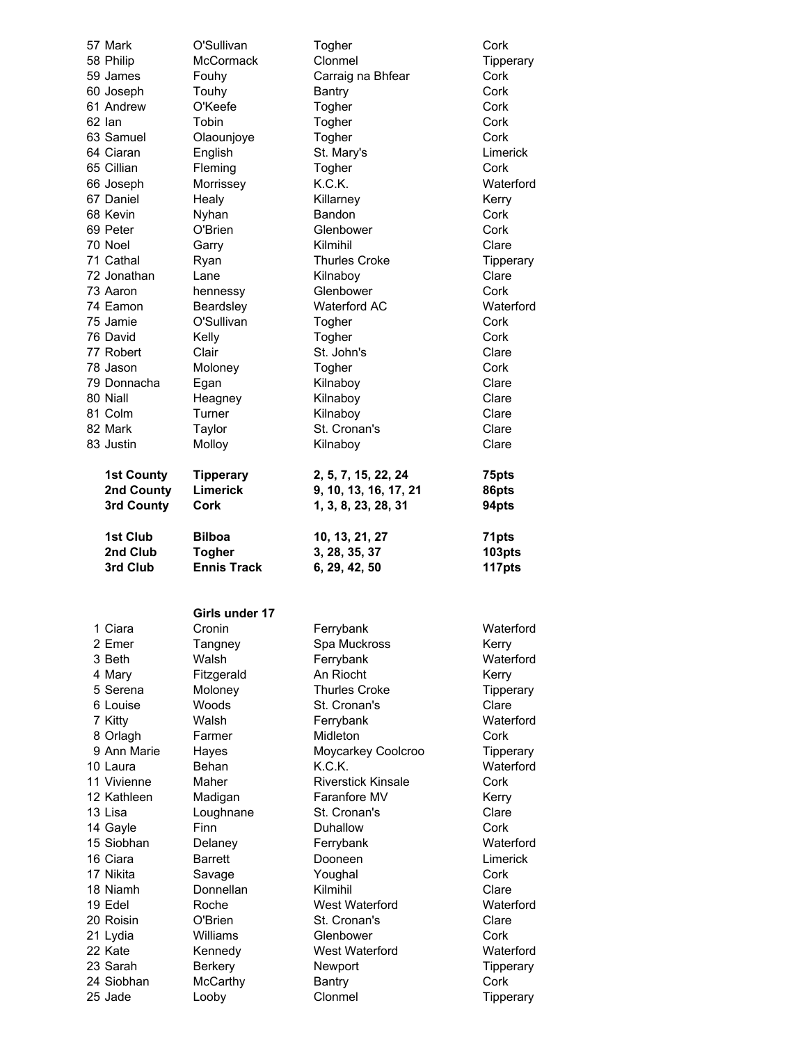| | | | |
|---|---|---|---|
| 57 Mark | O'Sullivan | Togher | Cork |
| 58 Philip | McCormack | Clonmel | Tipperary |
| 59 James | Fouhy | Carraig na Bhfear | Cork |
| 60 Joseph | Touhy | Bantry | Cork |
| 61 Andrew | O'Keefe | Togher | Cork |
| 62 Ian | Tobin | Togher | Cork |
| 63 Samuel | Olaounjoye | Togher | Cork |
| 64 Ciaran | English | St. Mary's | Limerick |
| 65 Cillian | Fleming | Togher | Cork |
| 66 Joseph | Morrissey | K.C.K. | Waterford |
| 67 Daniel | Healy | Killarney | Kerry |
| 68 Kevin | Nyhan | Bandon | Cork |
| 69 Peter | O'Brien | Glenbower | Cork |
| 70 Noel | Garry | Kilmihil | Clare |
| 71 Cathal | Ryan | Thurles Croke | Tipperary |
| 72 Jonathan | Lane | Kilnaboy | Clare |
| 73 Aaron | hennessy | Glenbower | Cork |
| 74 Eamon | Beardsley | Waterford AC | Waterford |
| 75 Jamie | O'Sullivan | Togher | Cork |
| 76 David | Kelly | Togher | Cork |
| 77 Robert | Clair | St. John's | Clare |
| 78 Jason | Moloney | Togher | Cork |
| 79 Donnacha | Egan | Kilnaboy | Clare |
| 80 Niall | Heagney | Kilnaboy | Clare |
| 81 Colm | Turner | Kilnaboy | Clare |
| 82 Mark | Taylor | St. Cronan's | Clare |
| 83 Justin | Molloy | Kilnaboy | Clare |

| | | | |
|---|---|---|---|
| **1st County** | **Tipperary** | **2, 5, 7, 15, 22, 24** | **75pts** |
| **2nd County** | **Limerick** | **9, 10, 13, 16, 17, 21** | **86pts** |
| **3rd County** | **Cork** | **1, 3, 8, 23, 28, 31** | **94pts** |

| | | | |
|---|---|---|---|
| **1st Club** | **Bilboa** | **10, 13, 21, 27** | **71pts** |
| **2nd Club** | **Togher** | **3, 28, 35, 37** | **103pts** |
| **3rd Club** | **Ennis Track** | **6, 29, 42, 50** | **117pts** |

**Girls under 17**

| | | | |
|---|---|---|---|
| 1 Ciara | Cronin | Ferrybank | Waterford |
| 2 Emer | Tangney | Spa Muckross | Kerry |
| 3 Beth | Walsh | Ferrybank | Waterford |
| 4 Mary | Fitzgerald | An Riocht | Kerry |
| 5 Serena | Moloney | Thurles Croke | Tipperary |
| 6 Louise | Woods | St. Cronan's | Clare |
| 7 Kitty | Walsh | Ferrybank | Waterford |
| 8 Orlagh | Farmer | Midleton | Cork |
| 9 Ann Marie | Hayes | Moycarkey Coolcroo | Tipperary |
| 10 Laura | Behan | K.C.K. | Waterford |
| 11 Vivienne | Maher | Riverstick Kinsale | Cork |
| 12 Kathleen | Madigan | Faranfore MV | Kerry |
| 13 Lisa | Loughnane | St. Cronan's | Clare |
| 14 Gayle | Finn | Duhallow | Cork |
| 15 Siobhan | Delaney | Ferrybank | Waterford |
| 16 Ciara | Barrett | Dooneen | Limerick |
| 17 Nikita | Savage | Youghal | Cork |
| 18 Niamh | Donnellan | Kilmihil | Clare |
| 19 Edel | Roche | West Waterford | Waterford |
| 20 Roisin | O'Brien | St. Cronan's | Clare |
| 21 Lydia | Williams | Glenbower | Cork |
| 22 Kate | Kennedy | West Waterford | Waterford |
| 23 Sarah | Berkery | Newport | Tipperary |
| 24 Siobhan | McCarthy | Bantry | Cork |
| 25 Jade | Looby | Clonmel | Tipperary |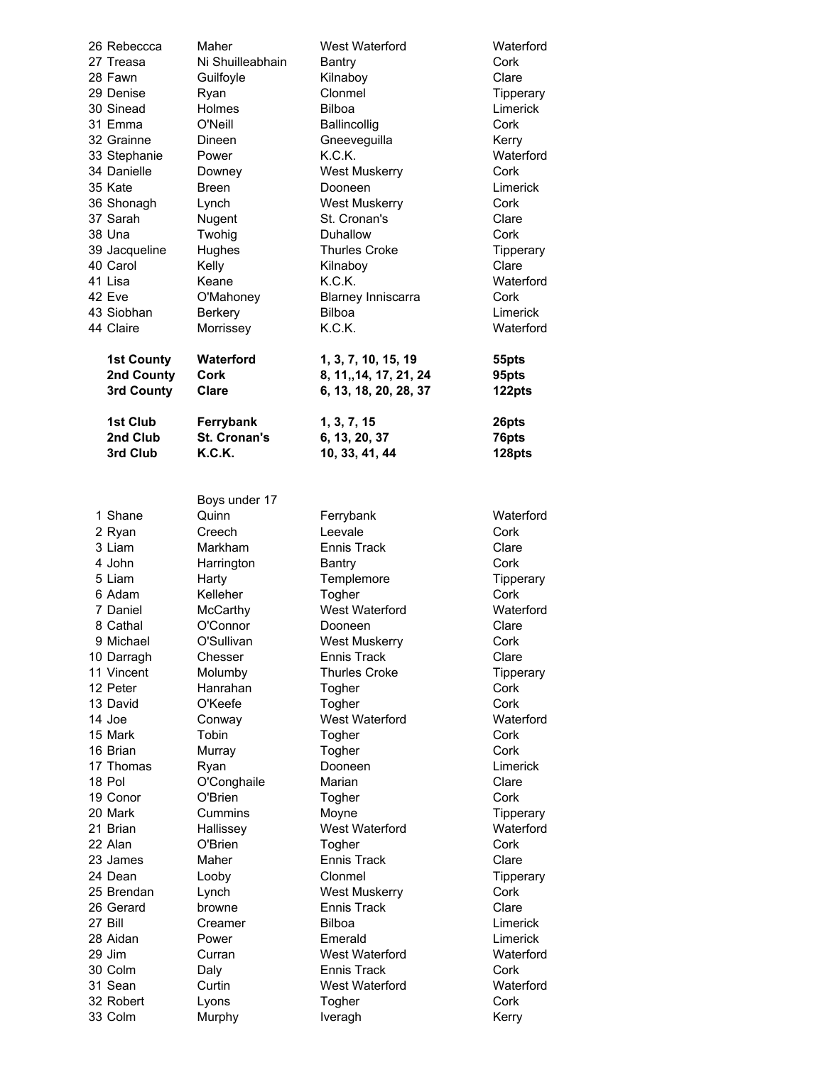| | | | |
|---|---|---|---|
| 26 Rebeccca | Maher | West Waterford | Waterford |
| 27 Treasa | Ni Shuilleabhain | Bantry | Cork |
| 28 Fawn | Guilfoyle | Kilnaboy | Clare |
| 29 Denise | Ryan | Clonmel | Tipperary |
| 30 Sinead | Holmes | Bilboa | Limerick |
| 31 Emma | O'Neill | Ballincollig | Cork |
| 32 Grainne | Dineen | Gneeveguilla | Kerry |
| 33 Stephanie | Power | K.C.K. | Waterford |
| 34 Danielle | Downey | West Muskerry | Cork |
| 35 Kate | Breen | Dooneen | Limerick |
| 36 Shonagh | Lynch | West Muskerry | Cork |
| 37 Sarah | Nugent | St. Cronan's | Clare |
| 38 Una | Twohig | Duhallow | Cork |
| 39 Jacqueline | Hughes | Thurles Croke | Tipperary |
| 40 Carol | Kelly | Kilnaboy | Clare |
| 41 Lisa | Keane | K.C.K. | Waterford |
| 42 Eve | O'Mahoney | Blarney Inniscarra | Cork |
| 43 Siobhan | Berkery | Bilboa | Limerick |
| 44 Claire | Morrissey | K.C.K. | Waterford |

| | | | |
|---|---|---|---|
| **1st County** | **Waterford** | **1, 3, 7, 10, 15, 19** | **55pts** |
| **2nd County** | **Cork** | **8, 11,,14, 17, 21, 24** | **95pts** |
| **3rd County** | **Clare** | **6, 13, 18, 20, 28, 37** | **122pts** |

| | | | |
|---|---|---|---|
| **1st Club** | **Ferrybank** | **1, 3, 7, 15** | **26pts** |
| **2nd Club** | **St. Cronan's** | **6, 13, 20, 37** | **76pts** |
| **3rd Club** | **K.C.K.** | **10, 33, 41, 44** | **128pts** |

Boys under 17

| | | | |
|---|---|---|---|
| 1 Shane | Quinn | Ferrybank | Waterford |
| 2 Ryan | Creech | Leevale | Cork |
| 3 Liam | Markham | Ennis Track | Clare |
| 4 John | Harrington | Bantry | Cork |
| 5 Liam | Harty | Templemore | Tipperary |
| 6 Adam | Kelleher | Togher | Cork |
| 7 Daniel | McCarthy | West Waterford | Waterford |
| 8 Cathal | O'Connor | Dooneen | Clare |
| 9 Michael | O'Sullivan | West Muskerry | Cork |
| 10 Darragh | Chesser | Ennis Track | Clare |
| 11 Vincent | Molumby | Thurles Croke | Tipperary |
| 12 Peter | Hanrahan | Togher | Cork |
| 13 David | O'Keefe | Togher | Cork |
| 14 Joe | Conway | West Waterford | Waterford |
| 15 Mark | Tobin | Togher | Cork |
| 16 Brian | Murray | Togher | Cork |
| 17 Thomas | Ryan | Dooneen | Limerick |
| 18 Pol | O'Conghaile | Marian | Clare |
| 19 Conor | O'Brien | Togher | Cork |
| 20 Mark | Cummins | Moyne | Tipperary |
| 21 Brian | Hallissey | West Waterford | Waterford |
| 22 Alan | O'Brien | Togher | Cork |
| 23 James | Maher | Ennis Track | Clare |
| 24 Dean | Looby | Clonmel | Tipperary |
| 25 Brendan | Lynch | West Muskerry | Cork |
| 26 Gerard | browne | Ennis Track | Clare |
| 27 Bill | Creamer | Bilboa | Limerick |
| 28 Aidan | Power | Emerald | Limerick |
| 29 Jim | Curran | West Waterford | Waterford |
| 30 Colm | Daly | Ennis Track | Cork |
| 31 Sean | Curtin | West Waterford | Waterford |
| 32 Robert | Lyons | Togher | Cork |
| 33 Colm | Murphy | Iveragh | Kerry |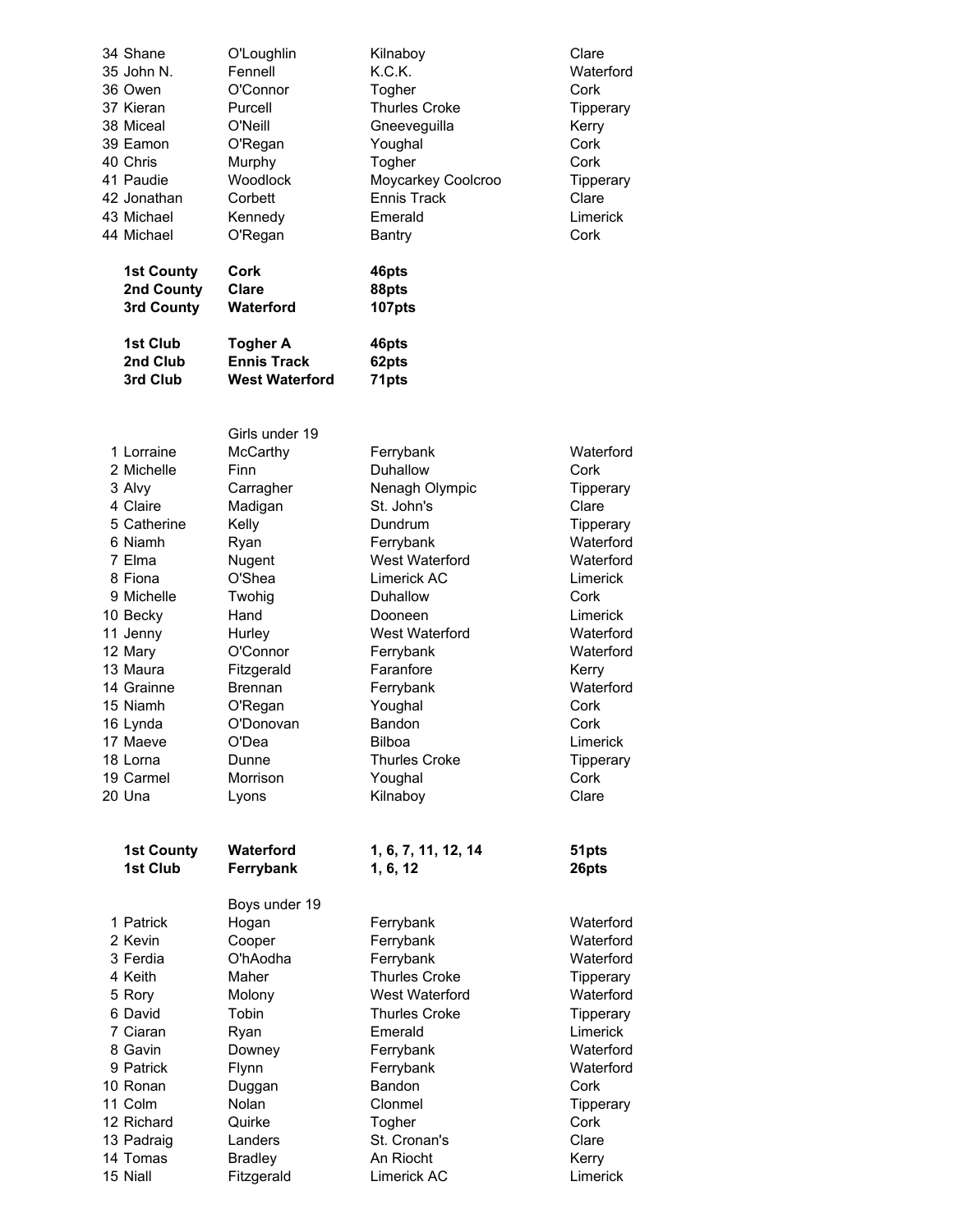| | | | |
|---|---|---|---|
| 34 Shane | O'Loughlin | Kilnaboy | Clare |
| 35 John N. | Fennell | K.C.K. | Waterford |
| 36 Owen | O'Connor | Togher | Cork |
| 37 Kieran | Purcell | Thurles Croke | Tipperary |
| 38 Miceal | O'Neill | Gneeveguilla | Kerry |
| 39 Eamon | O'Regan | Youghal | Cork |
| 40 Chris | Murphy | Togher | Cork |
| 41 Paudie | Woodlock | Moycarkey Coolcroo | Tipperary |
| 42 Jonathan | Corbett | Ennis Track | Clare |
| 43 Michael | Kennedy | Emerald | Limerick |
| 44 Michael | O'Regan | Bantry | Cork |

| | | |
|---|---|---|
| **1st County** | **Cork** | **46pts** |
| **2nd County** | **Clare** | **88pts** |
| **3rd County** | **Waterford** | **107pts** |

| | | |
|---|---|---|
| **1st Club** | **Togher A** | **46pts** |
| **2nd Club** | **Ennis Track** | **62pts** |
| **3rd Club** | **West Waterford** | **71pts** |

Girls under 19

| | | | |
|---|---|---|---|
| 1 Lorraine | McCarthy | Ferrybank | Waterford |
| 2 Michelle | Finn | Duhallow | Cork |
| 3 Alvy | Carragher | Nenagh Olympic | Tipperary |
| 4 Claire | Madigan | St. John's | Clare |
| 5 Catherine | Kelly | Dundrum | Tipperary |
| 6 Niamh | Ryan | Ferrybank | Waterford |
| 7 Elma | Nugent | West Waterford | Waterford |
| 8 Fiona | O'Shea | Limerick AC | Limerick |
| 9 Michelle | Twohig | Duhallow | Cork |
| 10 Becky | Hand | Dooneen | Limerick |
| 11 Jenny | Hurley | West Waterford | Waterford |
| 12 Mary | O'Connor | Ferrybank | Waterford |
| 13 Maura | Fitzgerald | Faranfore | Kerry |
| 14 Grainne | Brennan | Ferrybank | Waterford |
| 15 Niamh | O'Regan | Youghal | Cork |
| 16 Lynda | O'Donovan | Bandon | Cork |
| 17 Maeve | O'Dea | Bilboa | Limerick |
| 18 Lorna | Dunne | Thurles Croke | Tipperary |
| 19 Carmel | Morrison | Youghal | Cork |
| 20 Una | Lyons | Kilnaboy | Clare |

| | | | |
|---|---|---|---|
| **1st County** | **Waterford** | **1, 6, 7, 11, 12, 14** | **51pts** |
| **1st Club** | **Ferrybank** | **1, 6, 12** | **26pts** |

Boys under 19

| | | | |
|---|---|---|---|
| 1 Patrick | Hogan | Ferrybank | Waterford |
| 2 Kevin | Cooper | Ferrybank | Waterford |
| 3 Ferdia | O'hAodha | Ferrybank | Waterford |
| 4 Keith | Maher | Thurles Croke | Tipperary |
| 5 Rory | Molony | West Waterford | Waterford |
| 6 David | Tobin | Thurles Croke | Tipperary |
| 7 Ciaran | Ryan | Emerald | Limerick |
| 8 Gavin | Downey | Ferrybank | Waterford |
| 9 Patrick | Flynn | Ferrybank | Waterford |
| 10 Ronan | Duggan | Bandon | Cork |
| 11 Colm | Nolan | Clonmel | Tipperary |
| 12 Richard | Quirke | Togher | Cork |
| 13 Padraig | Landers | St. Cronan's | Clare |
| 14 Tomas | Bradley | An Riocht | Kerry |
| 15 Niall | Fitzgerald | Limerick AC | Limerick |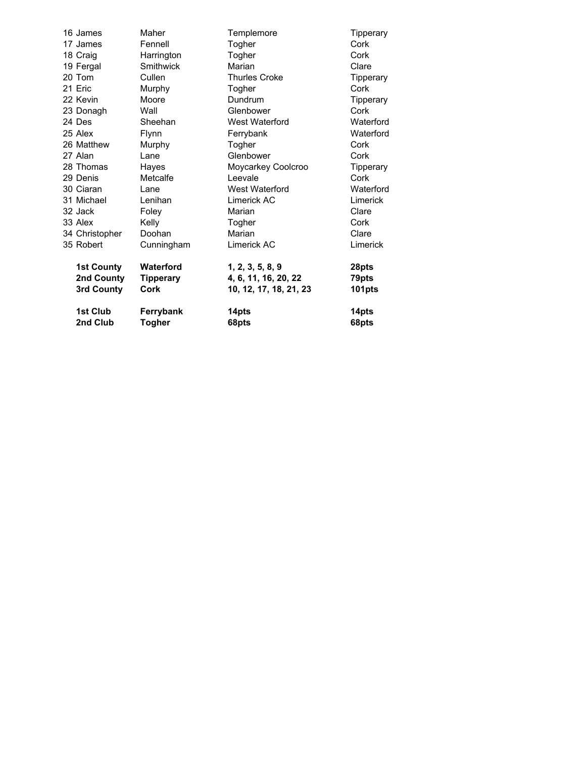| | | | | |
|---|---|---|---|---|
| 16 | James | Maher | Templemore | Tipperary |
| 17 | James | Fennell | Togher | Cork |
| 18 | Craig | Harrington | Togher | Cork |
| 19 | Fergal | Smithwick | Marian | Clare |
| 20 | Tom | Cullen | Thurles Croke | Tipperary |
| 21 | Eric | Murphy | Togher | Cork |
| 22 | Kevin | Moore | Dundrum | Tipperary |
| 23 | Donagh | Wall | Glenbower | Cork |
| 24 | Des | Sheehan | West Waterford | Waterford |
| 25 | Alex | Flynn | Ferrybank | Waterford |
| 26 | Matthew | Murphy | Togher | Cork |
| 27 | Alan | Lane | Glenbower | Cork |
| 28 | Thomas | Hayes | Moycarkey Coolcroo | Tipperary |
| 29 | Denis | Metcalfe | Leevale | Cork |
| 30 | Ciaran | Lane | West Waterford | Waterford |
| 31 | Michael | Lenihan | Limerick AC | Limerick |
| 32 | Jack | Foley | Marian | Clare |
| 33 | Alex | Kelly | Togher | Cork |
| 34 | Christopher | Doohan | Marian | Clare |
| 35 | Robert | Cunningham | Limerick AC | Limerick |

| | | | |
|---|---|---|---|
| **1st County** | **Waterford** | **1, 2, 3, 5, 8, 9** | **28pts** |
| **2nd County** | **Tipperary** | **4, 6, 11, 16, 20, 22** | **79pts** |
| **3rd County** | **Cork** | **10, 12, 17, 18, 21, 23** | **101pts** |
| **1st Club** | **Ferrybank** | **14pts** | **14pts** |
| **2nd Club** | **Togher** | **68pts** | **68pts** |